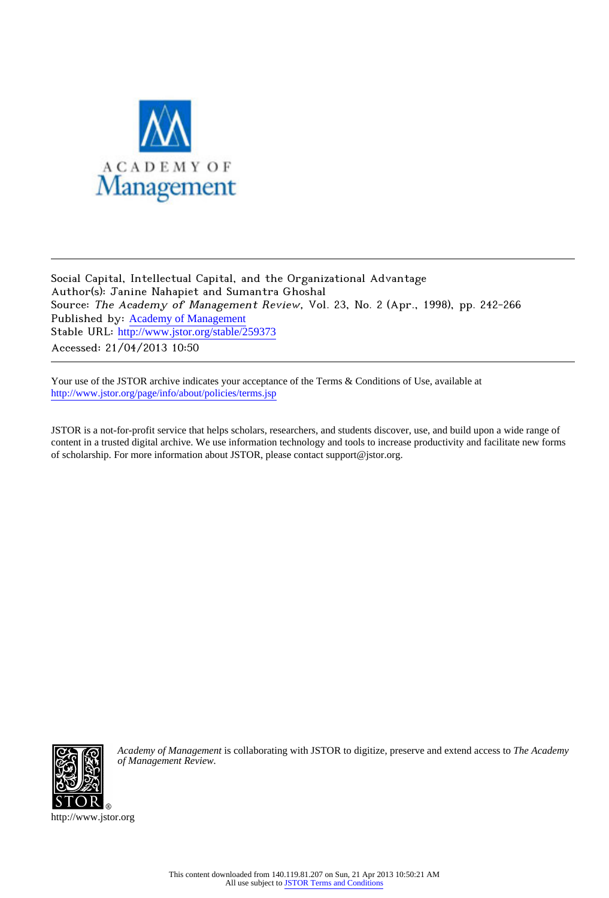ACADEMY OF Management

Social Capital, Intellectual Capital, and the Organizational Advantage
Author(s): Janine Nahapiet and Sumantra Ghoshal
Source: *The Academy of Management Review*, Vol. 23, No. 2 (Apr., 1998), pp. 242-266
Published by: Academy of Management
Stable URL: http://www.jstor.org/stable/259373
Accessed: 21/04/2013 10:50

Your use of the JSTOR archive indicates your acceptance of the Terms & Conditions of Use, available at
http://www.jstor.org/page/info/about/policies/terms.jsp

JSTOR is a not-for-profit service that helps scholars, researchers, and students discover, use, and build upon a wide range of content in a trusted digital archive. We use information technology and tools to increase productivity and facilitate new forms of scholarship. For more information about JSTOR, please contact support@jstor.org.

*Academy of Management* is collaborating with JSTOR to digitize, preserve and extend access to *The Academy of Management Review.*

http://www.jstor.org

This content downloaded from 140.119.81.207 on Sun, 21 Apr 2013 10:50:21 AM
All use subject to JSTOR Terms and Conditions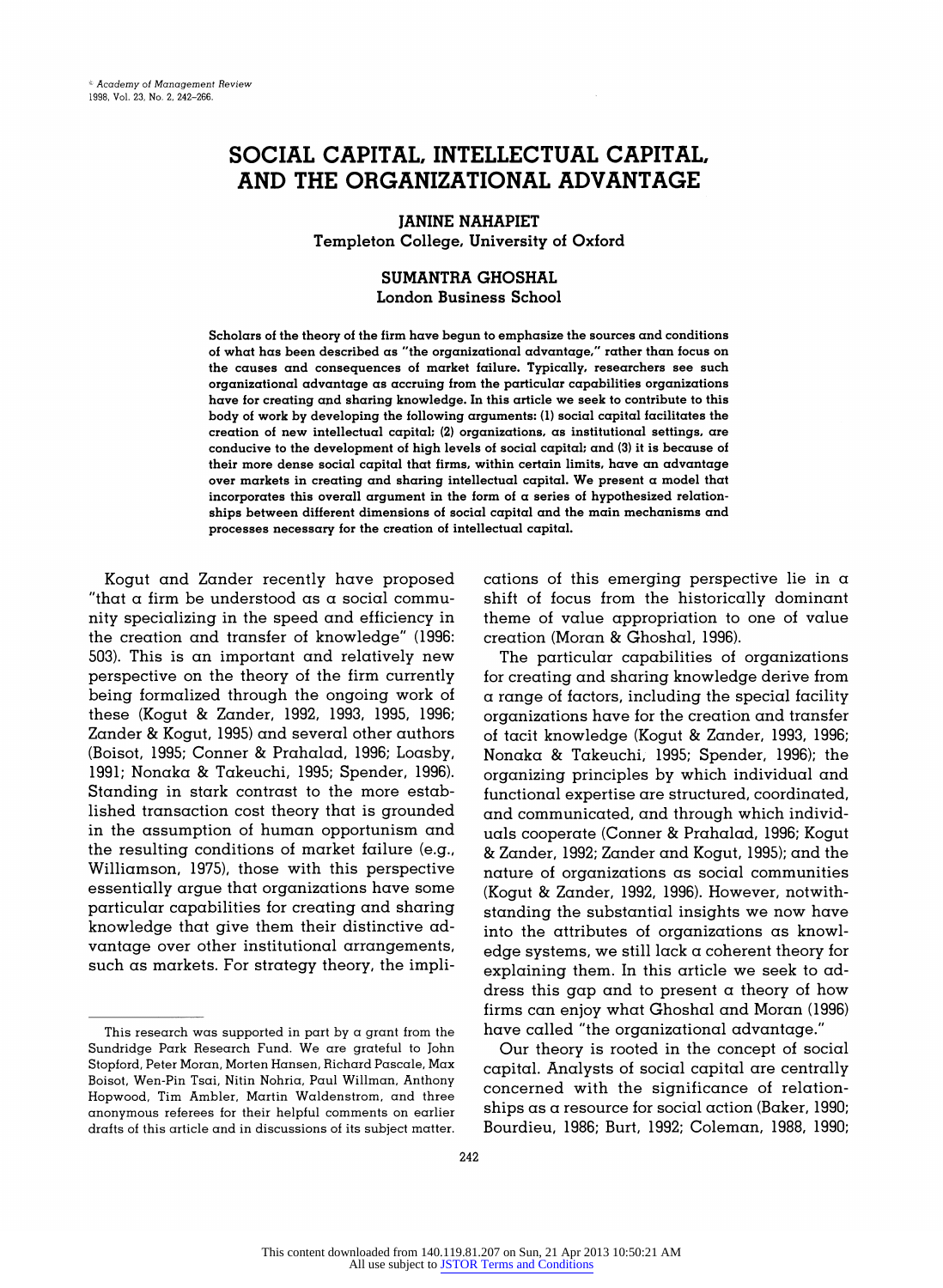# SOCIAL CAPITAL, INTELLECTUAL CAPITAL, AND THE ORGANIZATIONAL ADVANTAGE

**JANINE NAHAPIET**
**Templeton College, University of Oxford**

**SUMANTRA GHOSHAL**
**London Business School**

**Scholars of the theory of the firm have begun to emphasize the sources and conditions of what has been described as "the organizational advantage," rather than focus on the causes and consequences of market failure. Typically, researchers see such organizational advantage as accruing from the particular capabilities organizations have for creating and sharing knowledge. In this article we seek to contribute to this body of work by developing the following arguments: (1) social capital facilitates the creation of new intellectual capital; (2) organizations, as institutional settings, are conducive to the development of high levels of social capital; and (3) it is because of their more dense social capital that firms, within certain limits, have an advantage over markets in creating and sharing intellectual capital. We present a model that incorporates this overall argument in the form of a series of hypothesized relationships between different dimensions of social capital and the main mechanisms and processes necessary for the creation of intellectual capital.**

Kogut and Zander recently have proposed "that a firm be understood as a social community specializing in the speed and efficiency in the creation and transfer of knowledge" (1996: 503). This is an important and relatively new perspective on the theory of the firm currently being formalized through the ongoing work of these (Kogut & Zander, 1992, 1993, 1995, 1996; Zander & Kogut, 1995) and several other authors (Boisot, 1995; Conner & Prahalad, 1996; Loasby, 1991; Nonaka & Takeuchi, 1995; Spender, 1996). Standing in stark contrast to the more established transaction cost theory that is grounded in the assumption of human opportunism and the resulting conditions of market failure (e.g., Williamson, 1975), those with this perspective essentially argue that organizations have some particular capabilities for creating and sharing knowledge that give them their distinctive advantage over other institutional arrangements, such as markets. For strategy theory, the implications of this emerging perspective lie in a shift of focus from the historically dominant theme of value appropriation to one of value creation (Moran & Ghoshal, 1996).

The particular capabilities of organizations for creating and sharing knowledge derive from a range of factors, including the special facility organizations have for the creation and transfer of tacit knowledge (Kogut & Zander, 1993, 1996; Nonaka & Takeuchi, 1995; Spender, 1996); the organizing principles by which individual and functional expertise are structured, coordinated, and communicated, and through which individuals cooperate (Conner & Prahalad, 1996; Kogut & Zander, 1992; Zander and Kogut, 1995); and the nature of organizations as social communities (Kogut & Zander, 1992, 1996). However, notwithstanding the substantial insights we now have into the attributes of organizations as knowledge systems, we still lack a coherent theory for explaining them. In this article we seek to address this gap and to present a theory of how firms can enjoy what Ghoshal and Moran (1996) have called "the organizational advantage."

Our theory is rooted in the concept of social capital. Analysts of social capital are centrally concerned with the significance of relationships as a resource for social action (Baker, 1990; Bourdieu, 1986; Burt, 1992; Coleman, 1988, 1990;

This research was supported in part by a grant from the Sundridge Park Research Fund. We are grateful to John Stopford, Peter Moran, Morten Hansen, Richard Pascale, Max Boisot, Wen-Pin Tsai, Nitin Nohria, Paul Willman, Anthony Hopwood, Tim Ambler, Martin Waldenstrom, and three anonymous referees for their helpful comments on earlier drafts of this article and in discussions of its subject matter.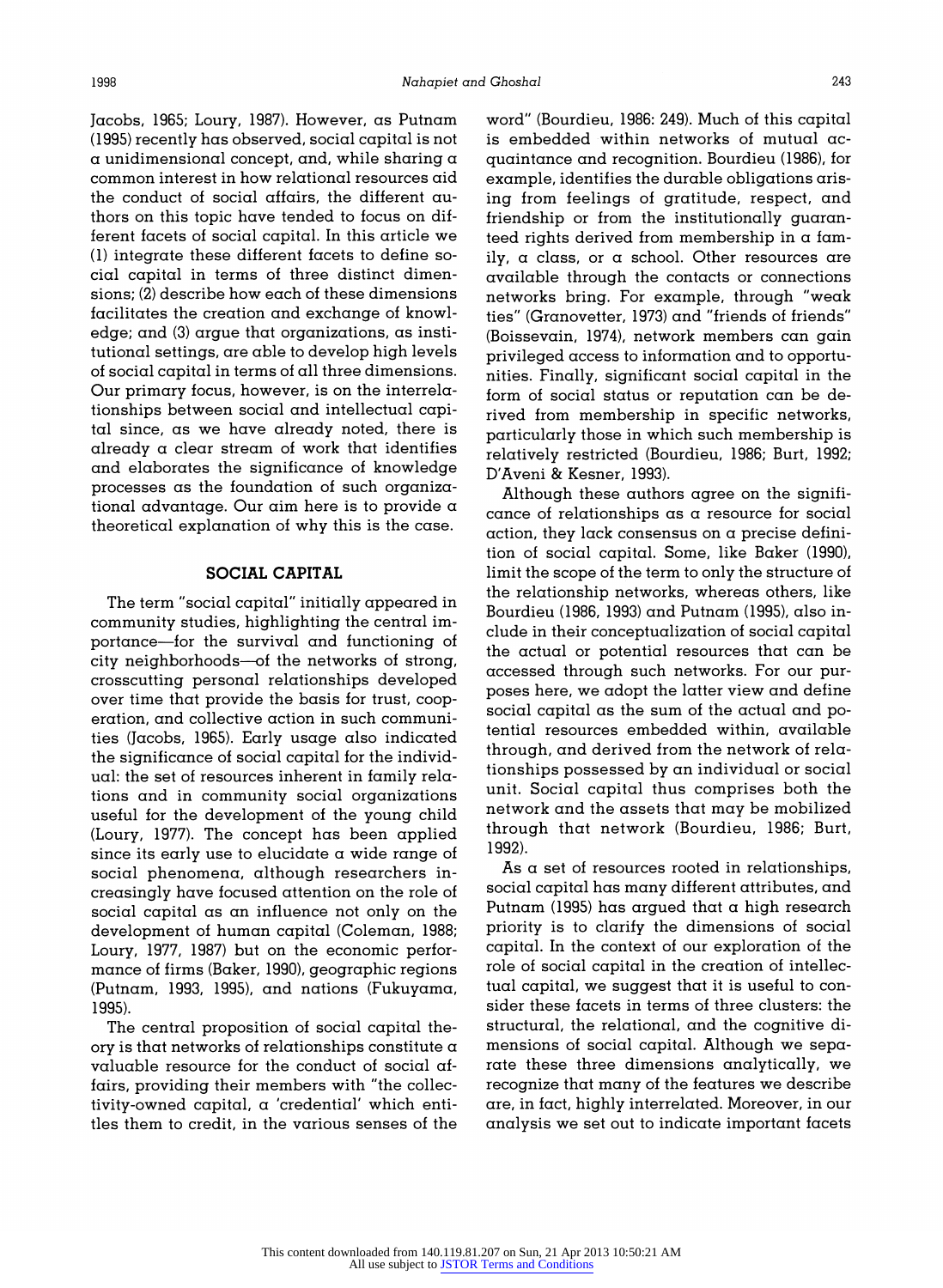Jacobs, 1965; Loury, 1987). However, as Putnam (1995) recently has observed, social capital is not a unidimensional concept, and, while sharing a common interest in how relational resources aid the conduct of social affairs, the different authors on this topic have tended to focus on different facets of social capital. In this article we (1) integrate these different facets to define social capital in terms of three distinct dimensions; (2) describe how each of these dimensions facilitates the creation and exchange of knowledge; and (3) argue that organizations, as institutional settings, are able to develop high levels of social capital in terms of all three dimensions. Our primary focus, however, is on the interrelationships between social and intellectual capital since, as we have already noted, there is already a clear stream of work that identifies and elaborates the significance of knowledge processes as the foundation of such organizational advantage. Our aim here is to provide a theoretical explanation of why this is the case.

## SOCIAL CAPITAL

The term "social capital" initially appeared in community studies, highlighting the central importance—for the survival and functioning of city neighborhoods—of the networks of strong, crosscutting personal relationships developed over time that provide the basis for trust, cooperation, and collective action in such communities (Jacobs, 1965). Early usage also indicated the significance of social capital for the individual: the set of resources inherent in family relations and in community social organizations useful for the development of the young child (Loury, 1977). The concept has been applied since its early use to elucidate a wide range of social phenomena, although researchers increasingly have focused attention on the role of social capital as an influence not only on the development of human capital (Coleman, 1988; Loury, 1977, 1987) but on the economic performance of firms (Baker, 1990), geographic regions (Putnam, 1993, 1995), and nations (Fukuyama, 1995).

The central proposition of social capital theory is that networks of relationships constitute a valuable resource for the conduct of social affairs, providing their members with "the collectivity-owned capital, a 'credential' which entitles them to credit, in the various senses of the word" (Bourdieu, 1986: 249). Much of this capital is embedded within networks of mutual acquaintance and recognition. Bourdieu (1986), for example, identifies the durable obligations arising from feelings of gratitude, respect, and friendship or from the institutionally guaranteed rights derived from membership in a family, a class, or a school. Other resources are available through the contacts or connections networks bring. For example, through "weak ties" (Granovetter, 1973) and "friends of friends" (Boissevain, 1974), network members can gain privileged access to information and to opportunities. Finally, significant social capital in the form of social status or reputation can be derived from membership in specific networks, particularly those in which such membership is relatively restricted (Bourdieu, 1986; Burt, 1992; D'Aveni & Kesner, 1993).

Although these authors agree on the significance of relationships as a resource for social action, they lack consensus on a precise definition of social capital. Some, like Baker (1990), limit the scope of the term to only the structure of the relationship networks, whereas others, like Bourdieu (1986, 1993) and Putnam (1995), also include in their conceptualization of social capital the actual or potential resources that can be accessed through such networks. For our purposes here, we adopt the latter view and define social capital as the sum of the actual and potential resources embedded within, available through, and derived from the network of relationships possessed by an individual or social unit. Social capital thus comprises both the network and the assets that may be mobilized through that network (Bourdieu, 1986; Burt, 1992).

As a set of resources rooted in relationships, social capital has many different attributes, and Putnam (1995) has argued that a high research priority is to clarify the dimensions of social capital. In the context of our exploration of the role of social capital in the creation of intellectual capital, we suggest that it is useful to consider these facets in terms of three clusters: the structural, the relational, and the cognitive dimensions of social capital. Although we separate these three dimensions analytically, we recognize that many of the features we describe are, in fact, highly interrelated. Moreover, in our analysis we set out to indicate important facets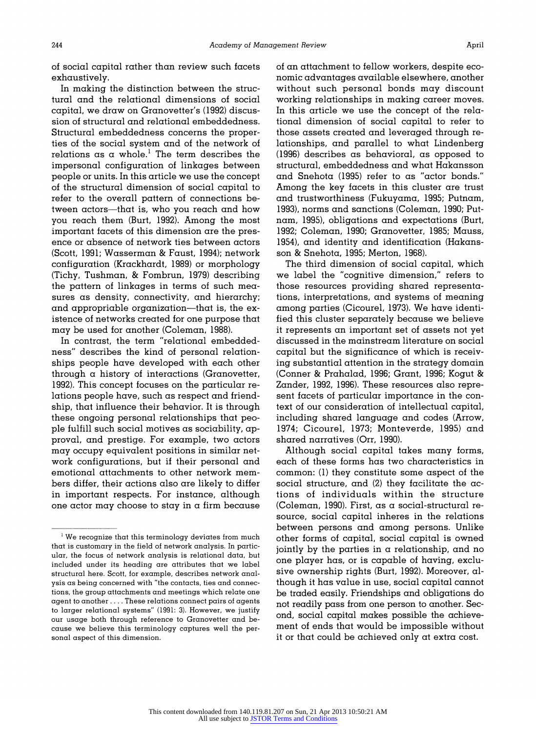of social capital rather than review such facets exhaustively.

In making the distinction between the structural and the relational dimensions of social capital, we draw on Granovetter's (1992) discussion of structural and relational embeddedness. Structural embeddedness concerns the properties of the social system and of the network of relations as a whole.[1] The term describes the impersonal configuration of linkages between people or units. In this article we use the concept of the structural dimension of social capital to refer to the overall pattern of connections between actors—that is, who you reach and how you reach them (Burt, 1992). Among the most important facets of this dimension are the presence or absence of network ties between actors (Scott, 1991; Wasserman & Faust, 1994); network configuration (Krackhardt, 1989) or morphology (Tichy, Tushman, & Fombrun, 1979) describing the pattern of linkages in terms of such measures as density, connectivity, and hierarchy; and appropriable organization—that is, the existence of networks created for one purpose that may be used for another (Coleman, 1988).

In contrast, the term "relational embeddedness" describes the kind of personal relationships people have developed with each other through a history of interactions (Granovetter, 1992). This concept focuses on the particular relations people have, such as respect and friendship, that influence their behavior. It is through these ongoing personal relationships that people fulfill such social motives as sociability, approval, and prestige. For example, two actors may occupy equivalent positions in similar network configurations, but if their personal and emotional attachments to other network members differ, their actions also are likely to differ in important respects. For instance, although one actor may choose to stay in a firm because of an attachment to fellow workers, despite economic advantages available elsewhere, another without such personal bonds may discount working relationships in making career moves. In this article we use the concept of the relational dimension of social capital to refer to those assets created and leveraged through relationships, and parallel to what Lindenberg (1996) describes as behavioral, as opposed to structural, embeddedness and what Hakansson and Snehota (1995) refer to as "actor bonds." Among the key facets in this cluster are trust and trustworthiness (Fukuyama, 1995; Putnam, 1993), norms and sanctions (Coleman, 1990; Putnam, 1995), obligations and expectations (Burt, 1992; Coleman, 1990; Granovetter, 1985; Mauss, 1954), and identity and identification (Hakansson & Snehota, 1995; Merton, 1968).

The third dimension of social capital, which we label the "cognitive dimension," refers to those resources providing shared representations, interpretations, and systems of meaning among parties (Cicourel, 1973). We have identified this cluster separately because we believe it represents an important set of assets not yet discussed in the mainstream literature on social capital but the significance of which is receiving substantial attention in the strategy domain (Conner & Prahalad, 1996; Grant, 1996; Kogut & Zander, 1992, 1996). These resources also represent facets of particular importance in the context of our consideration of intellectual capital, including shared language and codes (Arrow, 1974; Cicourel, 1973; Monteverde, 1995) and shared narratives (Orr, 1990).

Although social capital takes many forms, each of these forms has two characteristics in common: (1) they constitute some aspect of the social structure, and (2) they facilitate the actions of individuals within the structure (Coleman, 1990). First, as a social-structural resource, social capital inheres in the relations between persons and among persons. Unlike other forms of capital, social capital is owned jointly by the parties in a relationship, and no one player has, or is capable of having, exclusive ownership rights (Burt, 1992). Moreover, although it has value in use, social capital cannot be traded easily. Friendships and obligations do not readily pass from one person to another. Second, social capital makes possible the achievement of ends that would be impossible without it or that could be achieved only at extra cost.

[1] We recognize that this terminology deviates from much that is customary in the field of network analysis. In particular, the focus of network analysis is relational data, but included under its heading are attributes that we label structural here. Scott, for example, describes network analysis as being concerned with "the contacts, ties and connections, the group attachments and meetings which relate one agent to another . . . . These relations connect pairs of agents to larger relational systems" (1991: 3). However, we justify our usage both through reference to Granovetter and because we believe this terminology captures well the personal aspect of this dimension.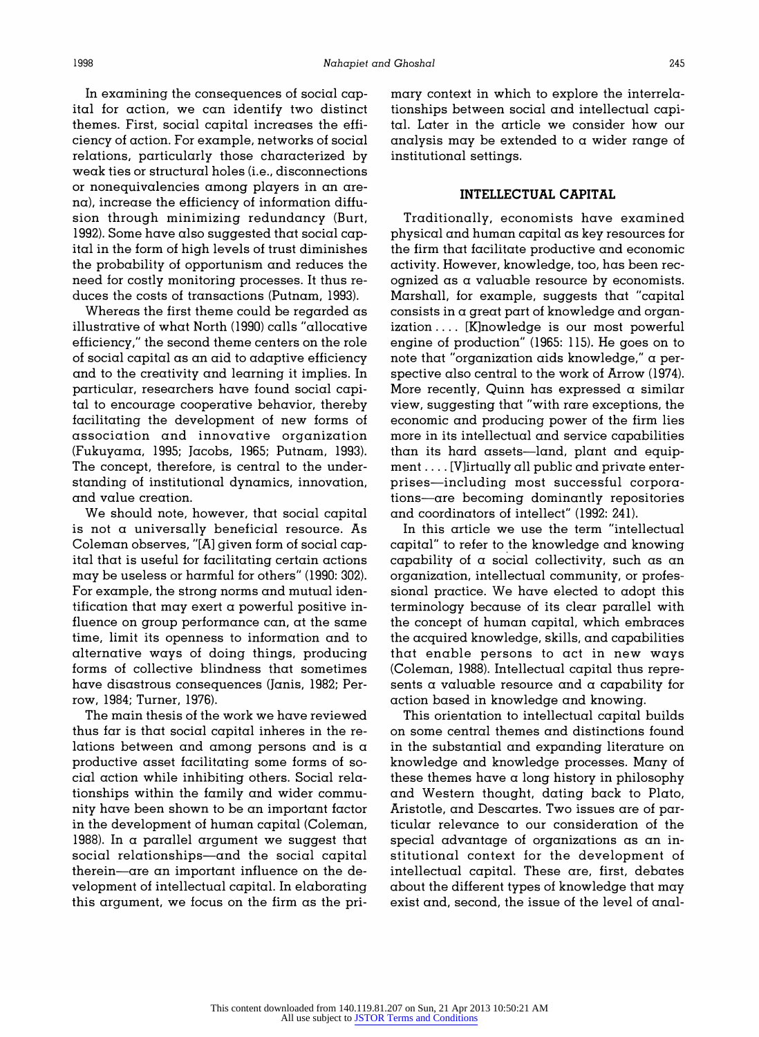In examining the consequences of social capital for action, we can identify two distinct themes. First, social capital increases the efficiency of action. For example, networks of social relations, particularly those characterized by weak ties or structural holes (i.e., disconnections or nonequivalencies among players in an arena), increase the efficiency of information diffusion through minimizing redundancy (Burt, 1992). Some have also suggested that social capital in the form of high levels of trust diminishes the probability of opportunism and reduces the need for costly monitoring processes. It thus reduces the costs of transactions (Putnam, 1993).

Whereas the first theme could be regarded as illustrative of what North (1990) calls "allocative efficiency," the second theme centers on the role of social capital as an aid to adaptive efficiency and to the creativity and learning it implies. In particular, researchers have found social capital to encourage cooperative behavior, thereby facilitating the development of new forms of association and innovative organization (Fukuyama, 1995; Jacobs, 1965; Putnam, 1993). The concept, therefore, is central to the understanding of institutional dynamics, innovation, and value creation.

We should note, however, that social capital is not a universally beneficial resource. As Coleman observes, "[A] given form of social capital that is useful for facilitating certain actions may be useless or harmful for others" (1990: 302). For example, the strong norms and mutual identification that may exert a powerful positive influence on group performance can, at the same time, limit its openness to information and to alternative ways of doing things, producing forms of collective blindness that sometimes have disastrous consequences (Janis, 1982; Perrow, 1984; Turner, 1976).

The main thesis of the work we have reviewed thus far is that social capital inheres in the relations between and among persons and is a productive asset facilitating some forms of social action while inhibiting others. Social relationships within the family and wider community have been shown to be an important factor in the development of human capital (Coleman, 1988). In a parallel argument we suggest that social relationships—and the social capital therein—are an important influence on the development of intellectual capital. In elaborating this argument, we focus on the firm as the primary context in which to explore the interrelationships between social and intellectual capital. Later in the article we consider how our analysis may be extended to a wider range of institutional settings.

## INTELLECTUAL CAPITAL

Traditionally, economists have examined physical and human capital as key resources for the firm that facilitate productive and economic activity. However, knowledge, too, has been recognized as a valuable resource by economists. Marshall, for example, suggests that "capital consists in a great part of knowledge and organization . . . . [K]nowledge is our most powerful engine of production" (1965: 115). He goes on to note that "organization aids knowledge," a perspective also central to the work of Arrow (1974). More recently, Quinn has expressed a similar view, suggesting that "with rare exceptions, the economic and producing power of the firm lies more in its intellectual and service capabilities than its hard assets—land, plant and equipment . . . . [V]irtually all public and private enterprises—including most successful corporations—are becoming dominantly repositories and coordinators of intellect" (1992: 241).

In this article we use the term "intellectual capital" to refer to the knowledge and knowing capability of a social collectivity, such as an organization, intellectual community, or professional practice. We have elected to adopt this terminology because of its clear parallel with the concept of human capital, which embraces the acquired knowledge, skills, and capabilities that enable persons to act in new ways (Coleman, 1988). Intellectual capital thus represents a valuable resource and a capability for action based in knowledge and knowing.

This orientation to intellectual capital builds on some central themes and distinctions found in the substantial and expanding literature on knowledge and knowledge processes. Many of these themes have a long history in philosophy and Western thought, dating back to Plato, Aristotle, and Descartes. Two issues are of particular relevance to our consideration of the special advantage of organizations as an institutional context for the development of intellectual capital. These are, first, debates about the different types of knowledge that may exist and, second, the issue of the level of anal-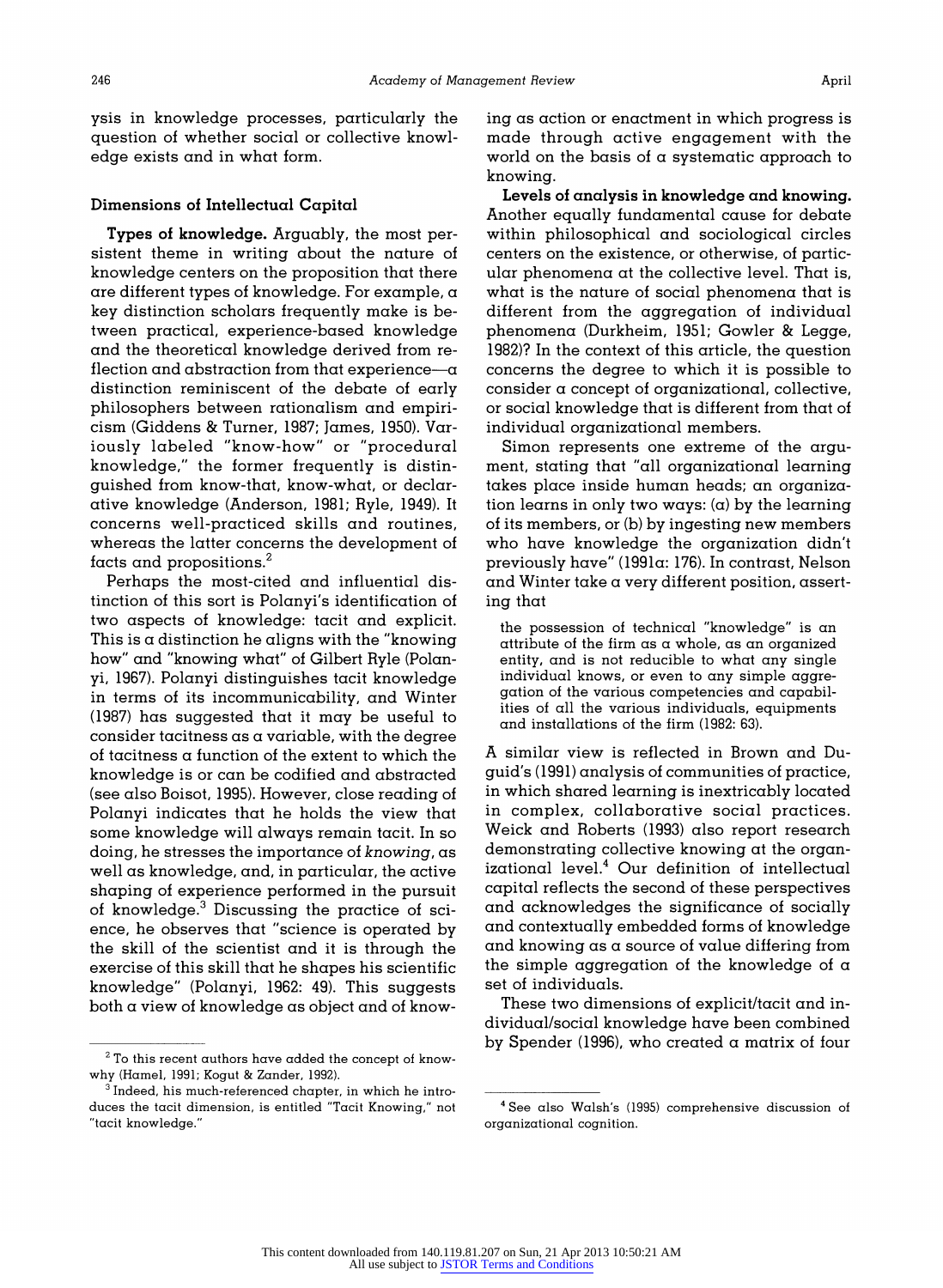ysis in knowledge processes, particularly the question of whether social or collective knowledge exists and in what form.

### Dimensions of Intellectual Capital

**Types of knowledge.** Arguably, the most persistent theme in writing about the nature of knowledge centers on the proposition that there are different types of knowledge. For example, a key distinction scholars frequently make is between practical, experience-based knowledge and the theoretical knowledge derived from reflection and abstraction from that experience—a distinction reminiscent of the debate of early philosophers between rationalism and empiricism (Giddens & Turner, 1987; James, 1950). Variously labeled "know-how" or "procedural knowledge," the former frequently is distinguished from know-that, know-what, or declarative knowledge (Anderson, 1981; Ryle, 1949). It concerns well-practiced skills and routines, whereas the latter concerns the development of facts and propositions.[2]

Perhaps the most-cited and influential distinction of this sort is Polanyi's identification of two aspects of knowledge: tacit and explicit. This is a distinction he aligns with the "knowing how" and "knowing what" of Gilbert Ryle (Polanyi, 1967). Polanyi distinguishes tacit knowledge in terms of its incommunicability, and Winter (1987) has suggested that it may be useful to consider tacitness as a variable, with the degree of tacitness a function of the extent to which the knowledge is or can be codified and abstracted (see also Boisot, 1995). However, close reading of Polanyi indicates that he holds the view that some knowledge will always remain tacit. In so doing, he stresses the importance of *knowing*, as well as knowledge, and, in particular, the active shaping of experience performed in the pursuit of knowledge.[3] Discussing the practice of science, he observes that "science is operated by the skill of the scientist and it is through the exercise of this skill that he shapes his scientific knowledge" (Polanyi, 1962: 49). This suggests both a view of knowledge as object and of knowing as action or enactment in which progress is made through active engagement with the world on the basis of a systematic approach to knowing.

**Levels of analysis in knowledge and knowing.** Another equally fundamental cause for debate within philosophical and sociological circles centers on the existence, or otherwise, of particular phenomena at the collective level. That is, what is the nature of social phenomena that is different from the aggregation of individual phenomena (Durkheim, 1951; Gowler & Legge, 1982)? In the context of this article, the question concerns the degree to which it is possible to consider a concept of organizational, collective, or social knowledge that is different from that of individual organizational members.

Simon represents one extreme of the argument, stating that "all organizational learning takes place inside human heads; an organization learns in only two ways: (a) by the learning of its members, or (b) by ingesting new members who have knowledge the organization didn't previously have" (1991a: 176). In contrast, Nelson and Winter take a very different position, asserting that

> the possession of technical "knowledge" is an attribute of the firm as a whole, as an organized entity, and is not reducible to what any single individual knows, or even to any simple aggregation of the various competencies and capabilities of all the various individuals, equipments and installations of the firm (1982: 63).

A similar view is reflected in Brown and Duguid's (1991) analysis of communities of practice, in which shared learning is inextricably located in complex, collaborative social practices. Weick and Roberts (1993) also report research demonstrating collective knowing at the organizational level.[4] Our definition of intellectual capital reflects the second of these perspectives and acknowledges the significance of socially and contextually embedded forms of knowledge and knowing as a source of value differing from the simple aggregation of the knowledge of a set of individuals.

These two dimensions of explicit/tacit and individual/social knowledge have been combined by Spender (1996), who created a matrix of four

---

[2] To this recent authors have added the concept of know-why (Hamel, 1991; Kogut & Zander, 1992).

[3] Indeed, his much-referenced chapter, in which he introduces the tacit dimension, is entitled "Tacit Knowing," not "tacit knowledge."

[4] See also Walsh's (1995) comprehensive discussion of organizational cognition.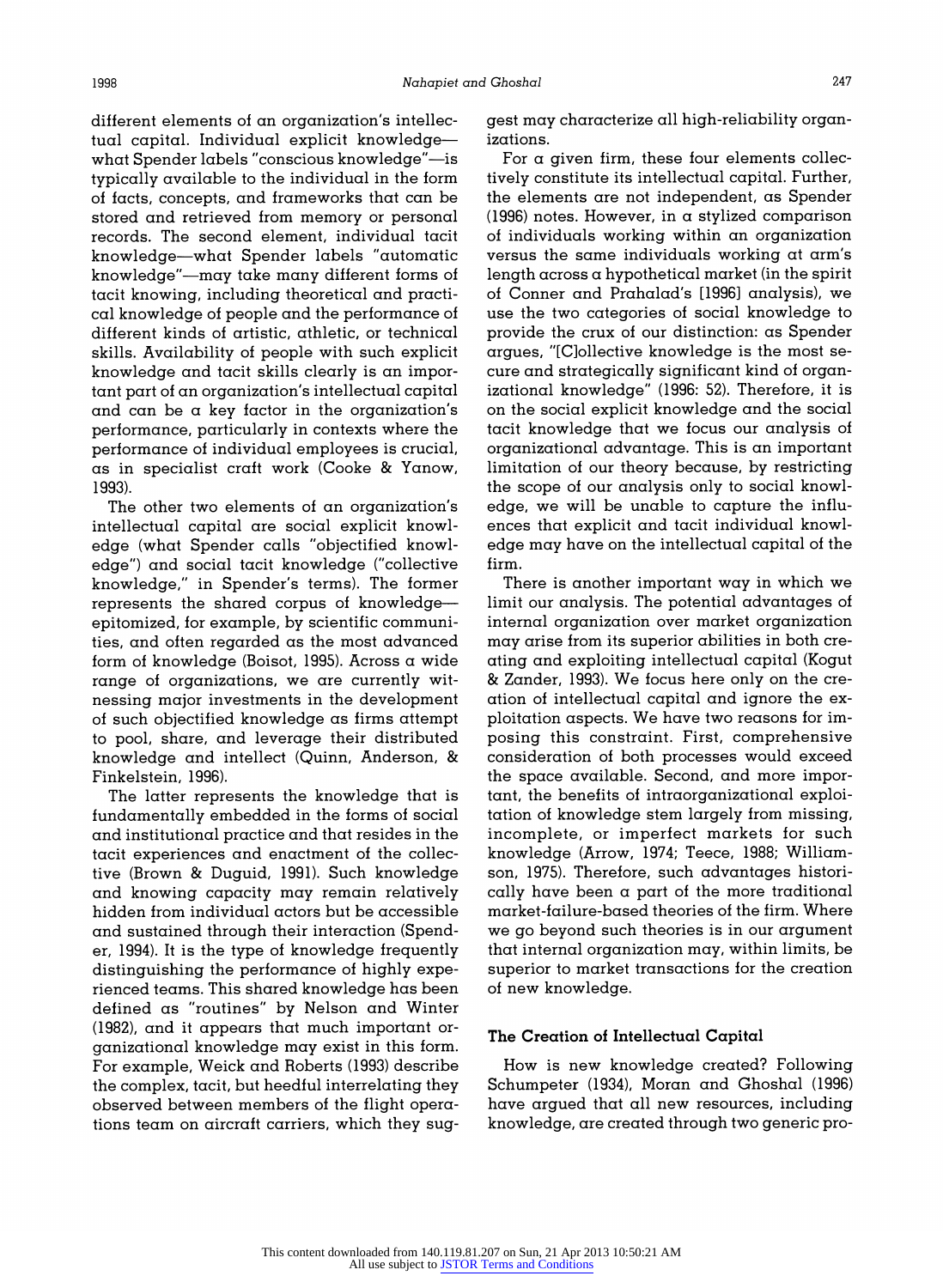different elements of an organization's intellectual capital. Individual explicit knowledge—what Spender labels "conscious knowledge"—is typically available to the individual in the form of facts, concepts, and frameworks that can be stored and retrieved from memory or personal records. The second element, individual tacit knowledge—what Spender labels "automatic knowledge"—may take many different forms of tacit knowing, including theoretical and practical knowledge of people and the performance of different kinds of artistic, athletic, or technical skills. Availability of people with such explicit knowledge and tacit skills clearly is an important part of an organization's intellectual capital and can be a key factor in the organization's performance, particularly in contexts where the performance of individual employees is crucial, as in specialist craft work (Cooke & Yanow, 1993).

The other two elements of an organization's intellectual capital are social explicit knowledge (what Spender calls "objectified knowledge") and social tacit knowledge ("collective knowledge," in Spender's terms). The former represents the shared corpus of knowledge—epitomized, for example, by scientific communities, and often regarded as the most advanced form of knowledge (Boisot, 1995). Across a wide range of organizations, we are currently witnessing major investments in the development of such objectified knowledge as firms attempt to pool, share, and leverage their distributed knowledge and intellect (Quinn, Anderson, & Finkelstein, 1996).

The latter represents the knowledge that is fundamentally embedded in the forms of social and institutional practice and that resides in the tacit experiences and enactment of the collective (Brown & Duguid, 1991). Such knowledge and knowing capacity may remain relatively hidden from individual actors but be accessible and sustained through their interaction (Spender, 1994). It is the type of knowledge frequently distinguishing the performance of highly experienced teams. This shared knowledge has been defined as "routines" by Nelson and Winter (1982), and it appears that much important organizational knowledge may exist in this form. For example, Weick and Roberts (1993) describe the complex, tacit, but heedful interrelating they observed between members of the flight operations team on aircraft carriers, which they suggest may characterize all high-reliability organizations.

For a given firm, these four elements collectively constitute its intellectual capital. Further, the elements are not independent, as Spender (1996) notes. However, in a stylized comparison of individuals working within an organization versus the same individuals working at arm's length across a hypothetical market (in the spirit of Conner and Prahalad's [1996] analysis), we use the two categories of social knowledge to provide the crux of our distinction: as Spender argues, "[C]ollective knowledge is the most secure and strategically significant kind of organizational knowledge" (1996: 52). Therefore, it is on the social explicit knowledge and the social tacit knowledge that we focus our analysis of organizational advantage. This is an important limitation of our theory because, by restricting the scope of our analysis only to social knowledge, we will be unable to capture the influences that explicit and tacit individual knowledge may have on the intellectual capital of the firm.

There is another important way in which we limit our analysis. The potential advantages of internal organization over market organization may arise from its superior abilities in both creating and exploiting intellectual capital (Kogut & Zander, 1993). We focus here only on the creation of intellectual capital and ignore the exploitation aspects. We have two reasons for imposing this constraint. First, comprehensive consideration of both processes would exceed the space available. Second, and more important, the benefits of intraorganizational exploitation of knowledge stem largely from missing, incomplete, or imperfect markets for such knowledge (Arrow, 1974; Teece, 1988; Williamson, 1975). Therefore, such advantages historically have been a part of the more traditional market-failure-based theories of the firm. Where we go beyond such theories is in our argument that internal organization may, within limits, be superior to market transactions for the creation of new knowledge.

### The Creation of Intellectual Capital

How is new knowledge created? Following Schumpeter (1934), Moran and Ghoshal (1996) have argued that all new resources, including knowledge, are created through two generic pro-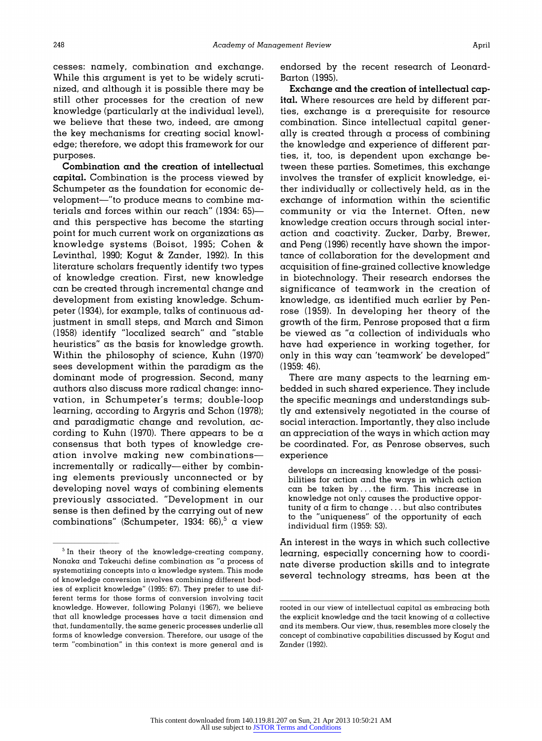cesses: namely, combination and exchange. While this argument is yet to be widely scrutinized, and although it is possible there may be still other processes for the creation of new knowledge (particularly at the individual level), we believe that these two, indeed, are among the key mechanisms for creating social knowledge; therefore, we adopt this framework for our purposes.

**Combination and the creation of intellectual capital.** Combination is the process viewed by Schumpeter as the foundation for economic development—"to produce means to combine materials and forces within our reach" (1934: 65)—and this perspective has become the starting point for much current work on organizations as knowledge systems (Boisot, 1995; Cohen & Levinthal, 1990; Kogut & Zander, 1992). In this literature scholars frequently identify two types of knowledge creation. First, new knowledge can be created through incremental change and development from existing knowledge. Schumpeter (1934), for example, talks of continuous adjustment in small steps, and March and Simon (1958) identify "localized search" and "stable heuristics" as the basis for knowledge growth. Within the philosophy of science, Kuhn (1970) sees development within the paradigm as the dominant mode of progression. Second, many authors also discuss more radical change: innovation, in Schumpeter's terms; double-loop learning, according to Argyris and Schon (1978); and paradigmatic change and revolution, according to Kuhn (1970). There appears to be a consensus that both types of knowledge creation involve making new combinations—incrementally or radically—either by combining elements previously unconnected or by developing novel ways of combining elements previously associated. "Development in our sense is then defined by the carrying out of new combinations" (Schumpeter, 1934: 66),[5] a view endorsed by the recent research of Leonard-Barton (1995).

**Exchange and the creation of intellectual capital.** Where resources are held by different parties, exchange is a prerequisite for resource combination. Since intellectual capital generally is created through a process of combining the knowledge and experience of different parties, it, too, is dependent upon exchange between these parties. Sometimes, this exchange involves the transfer of explicit knowledge, either individually or collectively held, as in the exchange of information within the scientific community or via the Internet. Often, new knowledge creation occurs through social interaction and coactivity. Zucker, Darby, Brewer, and Peng (1996) recently have shown the importance of collaboration for the development and acquisition of fine-grained collective knowledge in biotechnology. Their research endorses the significance of teamwork in the creation of knowledge, as identified much earlier by Penrose (1959). In developing her theory of the growth of the firm, Penrose proposed that a firm be viewed as "a collection of individuals who have had experience in working together, for only in this way can 'teamwork' be developed" (1959: 46).

There are many aspects to the learning embedded in such shared experience. They include the specific meanings and understandings subtly and extensively negotiated in the course of social interaction. Importantly, they also include an appreciation of the ways in which action may be coordinated. For, as Penrose observes, such experience

> develops an increasing knowledge of the possibilities for action and the ways in which action can be taken by . . . the firm. This increase in knowledge not only causes the productive opportunity of a firm to change . . . but also contributes to the "uniqueness" of the opportunity of each individual firm (1959: 53).

An interest in the ways in which such collective learning, especially concerning how to coordinate diverse production skills and to integrate several technology streams, has been at the

---

[5] In their theory of the knowledge-creating company, Nonaka and Takeuchi define combination as "a process of systematizing concepts into a knowledge system. This mode of knowledge conversion involves combining different bodies of explicit knowledge" (1995: 67). They prefer to use different terms for those forms of conversion involving tacit knowledge. However, following Polanyi (1967), we believe that all knowledge processes have a tacit dimension and that, fundamentally, the same generic processes underlie all forms of knowledge conversion. Therefore, our usage of the term "combination" in this context is more general and is rooted in our view of intellectual capital as embracing both the explicit knowledge and the tacit knowing of a collective and its members. Our view, thus, resembles more closely the concept of combinative capabilities discussed by Kogut and Zander (1992).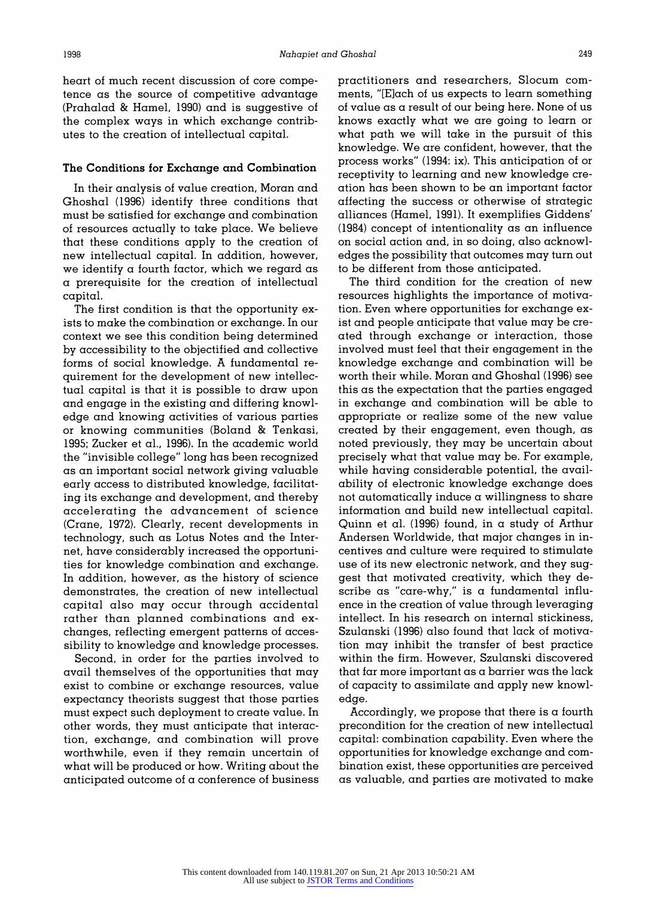heart of much recent discussion of core competence as the source of competitive advantage (Prahalad & Hamel, 1990) and is suggestive of the complex ways in which exchange contributes to the creation of intellectual capital.

### The Conditions for Exchange and Combination

In their analysis of value creation, Moran and Ghoshal (1996) identify three conditions that must be satisfied for exchange and combination of resources actually to take place. We believe that these conditions apply to the creation of new intellectual capital. In addition, however, we identify a fourth factor, which we regard as a prerequisite for the creation of intellectual capital.

The first condition is that the opportunity exists to make the combination or exchange. In our context we see this condition being determined by accessibility to the objectified and collective forms of social knowledge. A fundamental requirement for the development of new intellectual capital is that it is possible to draw upon and engage in the existing and differing knowledge and knowing activities of various parties or knowing communities (Boland & Tenkasi, 1995; Zucker et al., 1996). In the academic world the "invisible college" long has been recognized as an important social network giving valuable early access to distributed knowledge, facilitating its exchange and development, and thereby accelerating the advancement of science (Crane, 1972). Clearly, recent developments in technology, such as Lotus Notes and the Internet, have considerably increased the opportunities for knowledge combination and exchange. In addition, however, as the history of science demonstrates, the creation of new intellectual capital also may occur through accidental rather than planned combinations and exchanges, reflecting emergent patterns of accessibility to knowledge and knowledge processes.

Second, in order for the parties involved to avail themselves of the opportunities that may exist to combine or exchange resources, value expectancy theorists suggest that those parties must expect such deployment to create value. In other words, they must anticipate that interaction, exchange, and combination will prove worthwhile, even if they remain uncertain of what will be produced or how. Writing about the anticipated outcome of a conference of business practitioners and researchers, Slocum comments, "[E]ach of us expects to learn something of value as a result of our being here. None of us knows exactly what we are going to learn or what path we will take in the pursuit of this knowledge. We are confident, however, that the process works" (1994: ix). This anticipation of or receptivity to learning and new knowledge creation has been shown to be an important factor affecting the success or otherwise of strategic alliances (Hamel, 1991). It exemplifies Giddens' (1984) concept of intentionality as an influence on social action and, in so doing, also acknowledges the possibility that outcomes may turn out to be different from those anticipated.

The third condition for the creation of new resources highlights the importance of motivation. Even where opportunities for exchange exist and people anticipate that value may be created through exchange or interaction, those involved must feel that their engagement in the knowledge exchange and combination will be worth their while. Moran and Ghoshal (1996) see this as the expectation that the parties engaged in exchange and combination will be able to appropriate or realize some of the new value created by their engagement, even though, as noted previously, they may be uncertain about precisely what that value may be. For example, while having considerable potential, the availability of electronic knowledge exchange does not automatically induce a willingness to share information and build new intellectual capital. Quinn et al. (1996) found, in a study of Arthur Andersen Worldwide, that major changes in incentives and culture were required to stimulate use of its new electronic network, and they suggest that motivated creativity, which they describe as "care-why," is a fundamental influence in the creation of value through leveraging intellect. In his research on internal stickiness, Szulanski (1996) also found that lack of motivation may inhibit the transfer of best practice within the firm. However, Szulanski discovered that far more important as a barrier was the lack of capacity to assimilate and apply new knowledge.

Accordingly, we propose that there is a fourth precondition for the creation of new intellectual capital: combination capability. Even where the opportunities for knowledge exchange and combination exist, these opportunities are perceived as valuable, and parties are motivated to make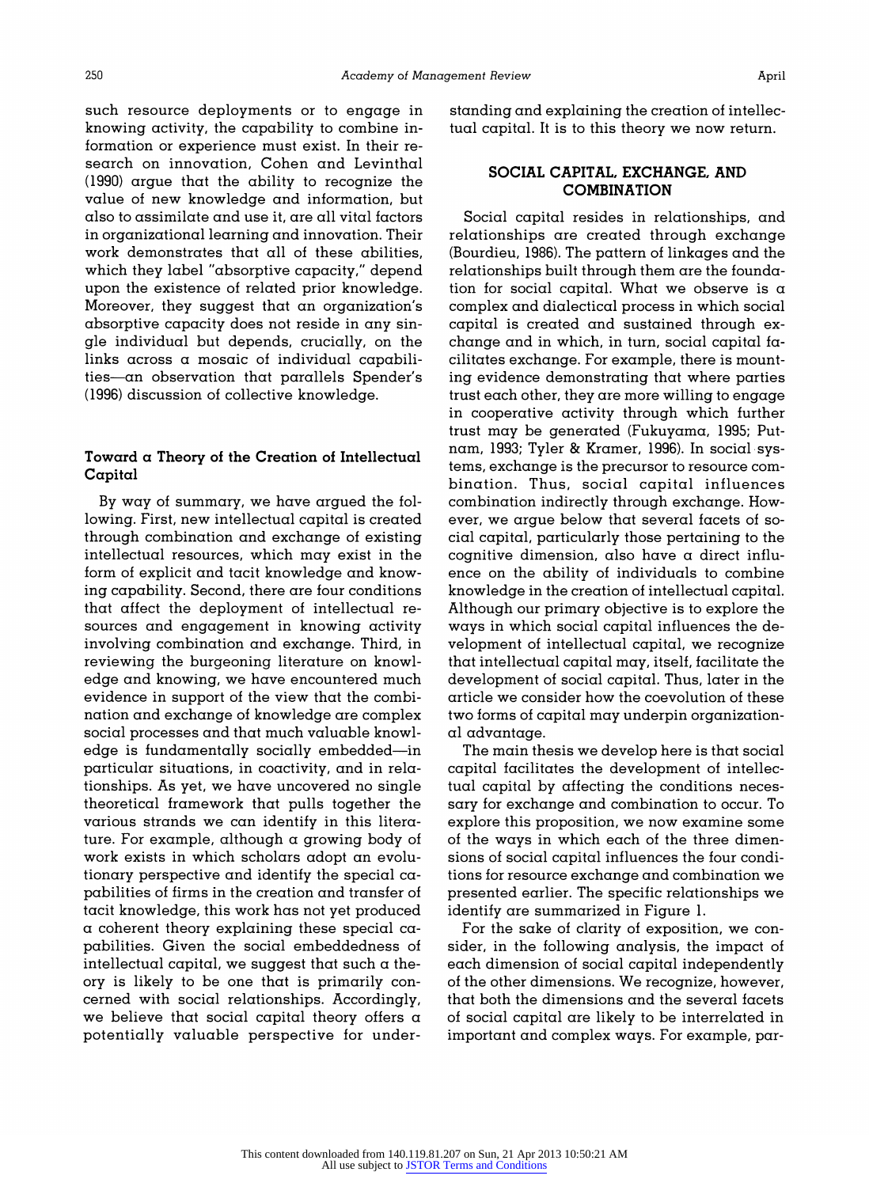such resource deployments or to engage in knowing activity, the capability to combine information or experience must exist. In their research on innovation, Cohen and Levinthal (1990) argue that the ability to recognize the value of new knowledge and information, but also to assimilate and use it, are all vital factors in organizational learning and innovation. Their work demonstrates that all of these abilities, which they label "absorptive capacity," depend upon the existence of related prior knowledge. Moreover, they suggest that an organization's absorptive capacity does not reside in any single individual but depends, crucially, on the links across a mosaic of individual capabilities—an observation that parallels Spender's (1996) discussion of collective knowledge.

### Toward a Theory of the Creation of Intellectual Capital

By way of summary, we have argued the following. First, new intellectual capital is created through combination and exchange of existing intellectual resources, which may exist in the form of explicit and tacit knowledge and knowing capability. Second, there are four conditions that affect the deployment of intellectual resources and engagement in knowing activity involving combination and exchange. Third, in reviewing the burgeoning literature on knowledge and knowing, we have encountered much evidence in support of the view that the combination and exchange of knowledge are complex social processes and that much valuable knowledge is fundamentally socially embedded—in particular situations, in coactivity, and in relationships. As yet, we have uncovered no single theoretical framework that pulls together the various strands we can identify in this literature. For example, although a growing body of work exists in which scholars adopt an evolutionary perspective and identify the special capabilities of firms in the creation and transfer of tacit knowledge, this work has not yet produced a coherent theory explaining these special capabilities. Given the social embeddedness of intellectual capital, we suggest that such a theory is likely to be one that is primarily concerned with social relationships. Accordingly, we believe that social capital theory offers a potentially valuable perspective for understanding and explaining the creation of intellectual capital. It is to this theory we now return.

## SOCIAL CAPITAL, EXCHANGE, AND COMBINATION

Social capital resides in relationships, and relationships are created through exchange (Bourdieu, 1986). The pattern of linkages and the relationships built through them are the foundation for social capital. What we observe is a complex and dialectical process in which social capital is created and sustained through exchange and in which, in turn, social capital facilitates exchange. For example, there is mounting evidence demonstrating that where parties trust each other, they are more willing to engage in cooperative activity through which further trust may be generated (Fukuyama, 1995; Putnam, 1993; Tyler & Kramer, 1996). In social systems, exchange is the precursor to resource combination. Thus, social capital influences combination indirectly through exchange. However, we argue below that several facets of social capital, particularly those pertaining to the cognitive dimension, also have a direct influence on the ability of individuals to combine knowledge in the creation of intellectual capital. Although our primary objective is to explore the ways in which social capital influences the development of intellectual capital, we recognize that intellectual capital may, itself, facilitate the development of social capital. Thus, later in the article we consider how the coevolution of these two forms of capital may underpin organizational advantage.

The main thesis we develop here is that social capital facilitates the development of intellectual capital by affecting the conditions necessary for exchange and combination to occur. To explore this proposition, we now examine some of the ways in which each of the three dimensions of social capital influences the four conditions for resource exchange and combination we presented earlier. The specific relationships we identify are summarized in Figure 1.

For the sake of clarity of exposition, we consider, in the following analysis, the impact of each dimension of social capital independently of the other dimensions. We recognize, however, that both the dimensions and the several facets of social capital are likely to be interrelated in important and complex ways. For example, par-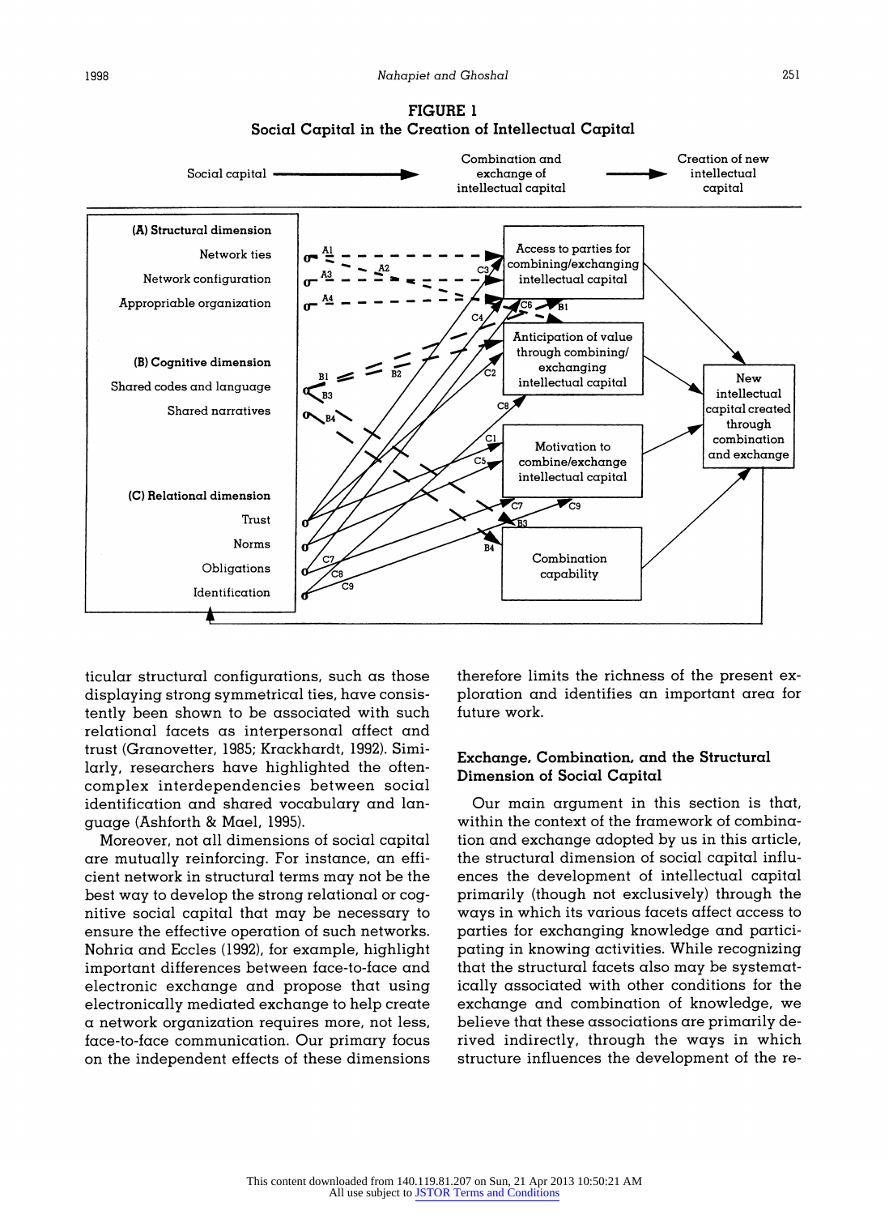**FIGURE 1**
**Social Capital in the Creation of Intellectual Capital**

Social capital → Combination and exchange of intellectual capital → Creation of new intellectual capital

(A) Structural dimension
Network ties
Network configuration
Appropriable organization

(B) Cognitive dimension
Shared codes and language
Shared narratives

(C) Relational dimension
Trust
Norms
Obligations
Identification

A1 A2 A3 A4 B1 B2 B3 B4 C1 C2 C3 C4 C5 C6 C7 C8 C9

Access to parties for combining/exchanging intellectual capital

Anticipation of value through combining/exchanging intellectual capital

Motivation to combine/exchange intellectual capital

Combination capability

New intellectual capital created through combination and exchange

ticular structural configurations, such as those displaying strong symmetrical ties, have consistently been shown to be associated with such relational facets as interpersonal affect and trust (Granovetter, 1985; Krackhardt, 1992). Similarly, researchers have highlighted the often-complex interdependencies between social identification and shared vocabulary and language (Ashforth & Mael, 1995).

Moreover, not all dimensions of social capital are mutually reinforcing. For instance, an efficient network in structural terms may not be the best way to develop the strong relational or cognitive social capital that may be necessary to ensure the effective operation of such networks. Nohria and Eccles (1992), for example, highlight important differences between face-to-face and electronic exchange and propose that using electronically mediated exchange to help create a network organization requires more, not less, face-to-face communication. Our primary focus on the independent effects of these dimensions therefore limits the richness of the present exploration and identifies an important area for future work.

### Exchange, Combination, and the Structural Dimension of Social Capital

Our main argument in this section is that, within the context of the framework of combination and exchange adopted by us in this article, the structural dimension of social capital influences the development of intellectual capital primarily (though not exclusively) through the ways in which its various facets affect access to parties for exchanging knowledge and participating in knowing activities. While recognizing that the structural facets also may be systematically associated with other conditions for the exchange and combination of knowledge, we believe that these associations are primarily derived indirectly, through the ways in which structure influences the development of the re-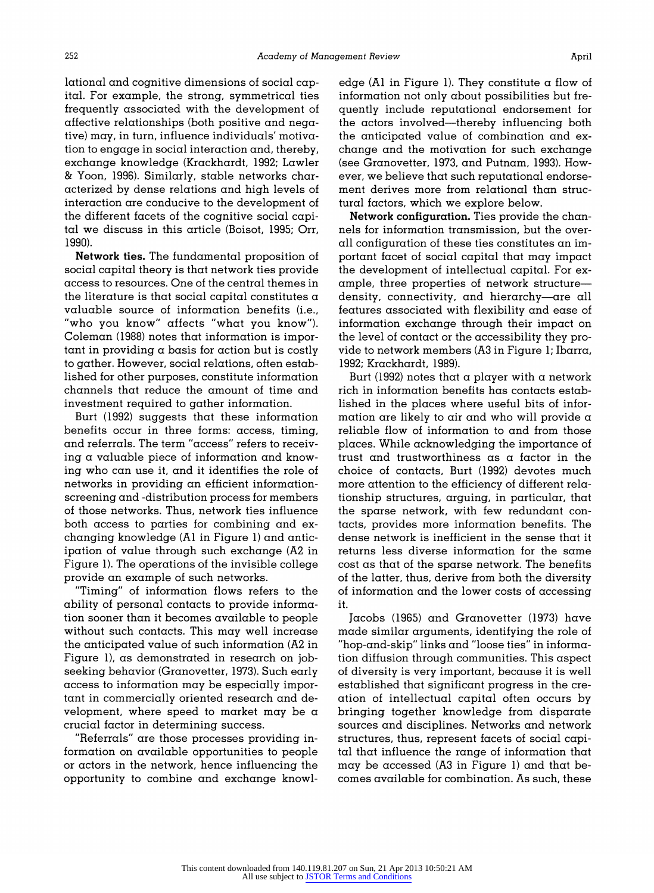lational and cognitive dimensions of social capital. For example, the strong, symmetrical ties frequently associated with the development of affective relationships (both positive and negative) may, in turn, influence individuals' motivation to engage in social interaction and, thereby, exchange knowledge (Krackhardt, 1992; Lawler & Yoon, 1996). Similarly, stable networks characterized by dense relations and high levels of interaction are conducive to the development of the different facets of the cognitive social capital we discuss in this article (Boisot, 1995; Orr, 1990).

**Network ties.** The fundamental proposition of social capital theory is that network ties provide access to resources. One of the central themes in the literature is that social capital constitutes a valuable source of information benefits (i.e., "who you know" affects "what you know"). Coleman (1988) notes that information is important in providing a basis for action but is costly to gather. However, social relations, often established for other purposes, constitute information channels that reduce the amount of time and investment required to gather information.

Burt (1992) suggests that these information benefits occur in three forms: access, timing, and referrals. The term "access" refers to receiving a valuable piece of information and knowing who can use it, and it identifies the role of networks in providing an efficient information-screening and -distribution process for members of those networks. Thus, network ties influence both access to parties for combining and exchanging knowledge (A1 in Figure 1) and anticipation of value through such exchange (A2 in Figure 1). The operations of the invisible college provide an example of such networks.

"Timing" of information flows refers to the ability of personal contacts to provide information sooner than it becomes available to people without such contacts. This may well increase the anticipated value of such information (A2 in Figure 1), as demonstrated in research on job-seeking behavior (Granovetter, 1973). Such early access to information may be especially important in commercially oriented research and development, where speed to market may be a crucial factor in determining success.

"Referrals" are those processes providing information on available opportunities to people or actors in the network, hence influencing the opportunity to combine and exchange knowledge (A1 in Figure 1). They constitute a flow of information not only about possibilities but frequently include reputational endorsement for the actors involved—thereby influencing both the anticipated value of combination and exchange and the motivation for such exchange (see Granovetter, 1973, and Putnam, 1993). However, we believe that such reputational endorsement derives more from relational than structural factors, which we explore below.

**Network configuration.** Ties provide the channels for information transmission, but the overall configuration of these ties constitutes an important facet of social capital that may impact the development of intellectual capital. For example, three properties of network structure—density, connectivity, and hierarchy—are all features associated with flexibility and ease of information exchange through their impact on the level of contact or the accessibility they provide to network members (A3 in Figure 1; Ibarra, 1992; Krackhardt, 1989).

Burt (1992) notes that a player with a network rich in information benefits has contacts established in the places where useful bits of information are likely to air and who will provide a reliable flow of information to and from those places. While acknowledging the importance of trust and trustworthiness as a factor in the choice of contacts, Burt (1992) devotes much more attention to the efficiency of different relationship structures, arguing, in particular, that the sparse network, with few redundant contacts, provides more information benefits. The dense network is inefficient in the sense that it returns less diverse information for the same cost as that of the sparse network. The benefits of the latter, thus, derive from both the diversity of information and the lower costs of accessing it.

Jacobs (1965) and Granovetter (1973) have made similar arguments, identifying the role of "hop-and-skip" links and "loose ties" in information diffusion through communities. This aspect of diversity is very important, because it is well established that significant progress in the creation of intellectual capital often occurs by bringing together knowledge from disparate sources and disciplines. Networks and network structures, thus, represent facets of social capital that influence the range of information that may be accessed (A3 in Figure 1) and that becomes available for combination. As such, these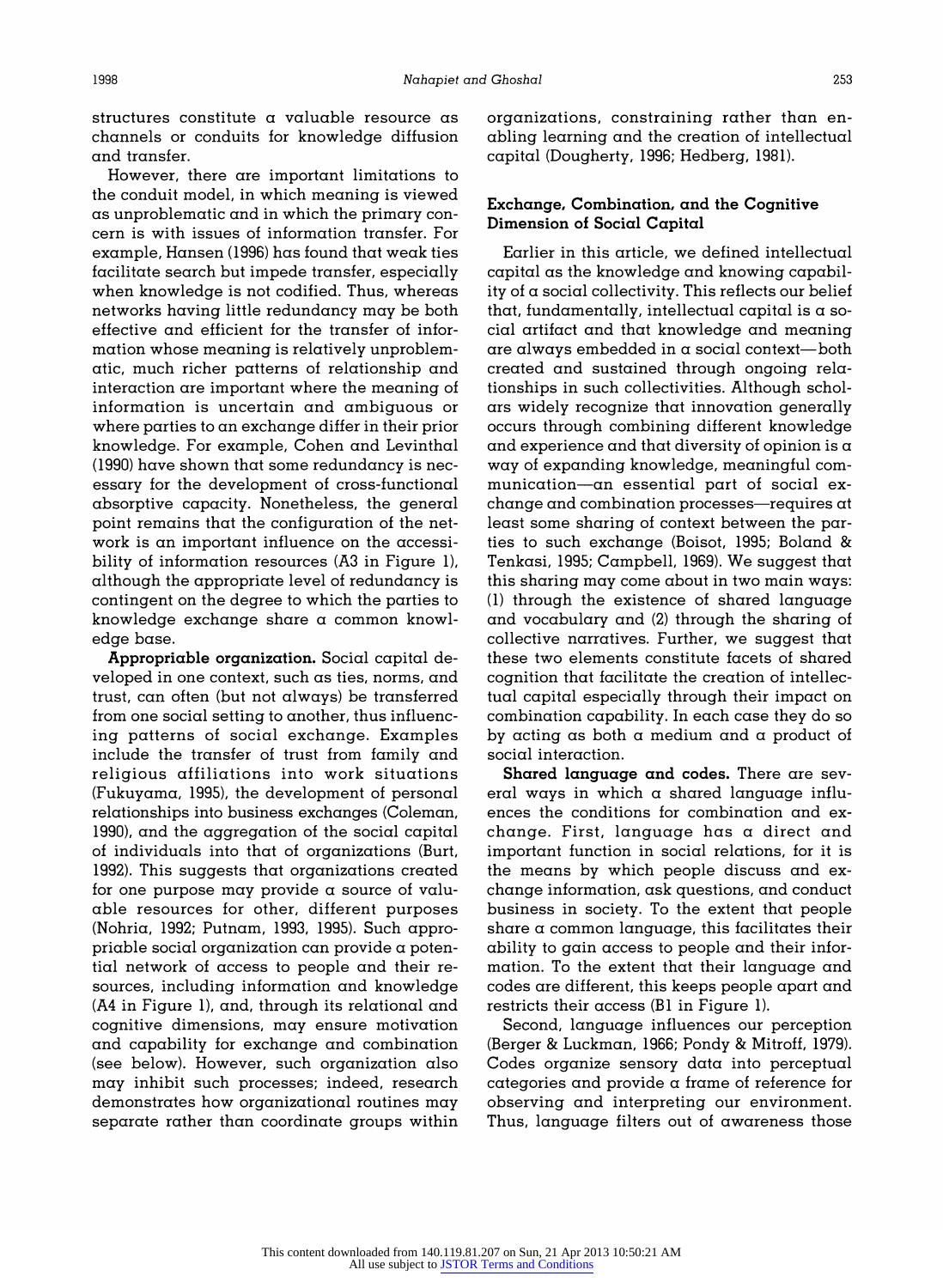structures constitute a valuable resource as channels or conduits for knowledge diffusion and transfer.

However, there are important limitations to the conduit model, in which meaning is viewed as unproblematic and in which the primary concern is with issues of information transfer. For example, Hansen (1996) has found that weak ties facilitate search but impede transfer, especially when knowledge is not codified. Thus, whereas networks having little redundancy may be both effective and efficient for the transfer of information whose meaning is relatively unproblematic, much richer patterns of relationship and interaction are important where the meaning of information is uncertain and ambiguous or where parties to an exchange differ in their prior knowledge. For example, Cohen and Levinthal (1990) have shown that some redundancy is necessary for the development of cross-functional absorptive capacity. Nonetheless, the general point remains that the configuration of the network is an important influence on the accessibility of information resources (A3 in Figure 1), although the appropriate level of redundancy is contingent on the degree to which the parties to knowledge exchange share a common knowledge base.

**Appropriable organization.** Social capital developed in one context, such as ties, norms, and trust, can often (but not always) be transferred from one social setting to another, thus influencing patterns of social exchange. Examples include the transfer of trust from family and religious affiliations into work situations (Fukuyama, 1995), the development of personal relationships into business exchanges (Coleman, 1990), and the aggregation of the social capital of individuals into that of organizations (Burt, 1992). This suggests that organizations created for one purpose may provide a source of valuable resources for other, different purposes (Nohria, 1992; Putnam, 1993, 1995). Such appropriable social organization can provide a potential network of access to people and their resources, including information and knowledge (A4 in Figure 1), and, through its relational and cognitive dimensions, may ensure motivation and capability for exchange and combination (see below). However, such organization also may inhibit such processes; indeed, research demonstrates how organizational routines may separate rather than coordinate groups within organizations, constraining rather than enabling learning and the creation of intellectual capital (Dougherty, 1996; Hedberg, 1981).

### Exchange, Combination, and the Cognitive Dimension of Social Capital

Earlier in this article, we defined intellectual capital as the knowledge and knowing capability of a social collectivity. This reflects our belief that, fundamentally, intellectual capital is a social artifact and that knowledge and meaning are always embedded in a social context—both created and sustained through ongoing relationships in such collectivities. Although scholars widely recognize that innovation generally occurs through combining different knowledge and experience and that diversity of opinion is a way of expanding knowledge, meaningful communication—an essential part of social exchange and combination processes—requires at least some sharing of context between the parties to such exchange (Boisot, 1995; Boland & Tenkasi, 1995; Campbell, 1969). We suggest that this sharing may come about in two main ways: (1) through the existence of shared language and vocabulary and (2) through the sharing of collective narratives. Further, we suggest that these two elements constitute facets of shared cognition that facilitate the creation of intellectual capital especially through their impact on combination capability. In each case they do so by acting as both a medium and a product of social interaction.

**Shared language and codes.** There are several ways in which a shared language influences the conditions for combination and exchange. First, language has a direct and important function in social relations, for it is the means by which people discuss and exchange information, ask questions, and conduct business in society. To the extent that people share a common language, this facilitates their ability to gain access to people and their information. To the extent that their language and codes are different, this keeps people apart and restricts their access (B1 in Figure 1).

Second, language influences our perception (Berger & Luckman, 1966; Pondy & Mitroff, 1979). Codes organize sensory data into perceptual categories and provide a frame of reference for observing and interpreting our environment. Thus, language filters out of awareness those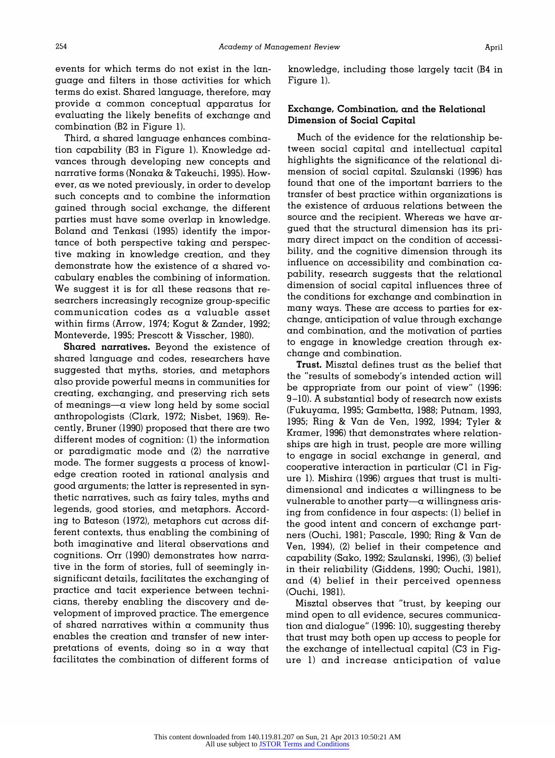events for which terms do not exist in the language and filters in those activities for which terms do exist. Shared language, therefore, may provide a common conceptual apparatus for evaluating the likely benefits of exchange and combination (B2 in Figure 1).

Third, a shared language enhances combination capability (B3 in Figure 1). Knowledge advances through developing new concepts and narrative forms (Nonaka & Takeuchi, 1995). However, as we noted previously, in order to develop such concepts and to combine the information gained through social exchange, the different parties must have some overlap in knowledge. Boland and Tenkasi (1995) identify the importance of both perspective taking and perspective making in knowledge creation, and they demonstrate how the existence of a shared vocabulary enables the combining of information. We suggest it is for all these reasons that researchers increasingly recognize group-specific communication codes as a valuable asset within firms (Arrow, 1974; Kogut & Zander, 1992; Monteverde, 1995; Prescott & Visscher, 1980).

**Shared narratives.** Beyond the existence of shared language and codes, researchers have suggested that myths, stories, and metaphors also provide powerful means in communities for creating, exchanging, and preserving rich sets of meanings—a view long held by some social anthropologists (Clark, 1972; Nisbet, 1969). Recently, Bruner (1990) proposed that there are two different modes of cognition: (1) the information or paradigmatic mode and (2) the narrative mode. The former suggests a process of knowledge creation rooted in rational analysis and good arguments; the latter is represented in synthetic narratives, such as fairy tales, myths and legends, good stories, and metaphors. According to Bateson (1972), metaphors cut across different contexts, thus enabling the combining of both imaginative and literal observations and cognitions. Orr (1990) demonstrates how narrative in the form of stories, full of seemingly insignificant details, facilitates the exchanging of practice and tacit experience between technicians, thereby enabling the discovery and development of improved practice. The emergence of shared narratives within a community thus enables the creation and transfer of new interpretations of events, doing so in a way that facilitates the combination of different forms of knowledge, including those largely tacit (B4 in Figure 1).

### Exchange, Combination, and the Relational Dimension of Social Capital

Much of the evidence for the relationship between social capital and intellectual capital highlights the significance of the relational dimension of social capital. Szulanski (1996) has found that one of the important barriers to the transfer of best practice within organizations is the existence of arduous relations between the source and the recipient. Whereas we have argued that the structural dimension has its primary direct impact on the condition of accessibility, and the cognitive dimension through its influence on accessibility and combination capability, research suggests that the relational dimension of social capital influences three of the conditions for exchange and combination in many ways. These are access to parties for exchange, anticipation of value through exchange and combination, and the motivation of parties to engage in knowledge creation through exchange and combination.

**Trust.** Misztal defines trust as the belief that the "results of somebody's intended action will be appropriate from our point of view" (1996: 9–10). A substantial body of research now exists (Fukuyama, 1995; Gambetta, 1988; Putnam, 1993, 1995; Ring & Van de Ven, 1992, 1994; Tyler & Kramer, 1996) that demonstrates where relationships are high in trust, people are more willing to engage in social exchange in general, and cooperative interaction in particular (C1 in Figure 1). Mishira (1996) argues that trust is multidimensional and indicates a willingness to be vulnerable to another party—a willingness arising from confidence in four aspects: (1) belief in the good intent and concern of exchange partners (Ouchi, 1981; Pascale, 1990; Ring & Van de Ven, 1994), (2) belief in their competence and capability (Sako, 1992; Szulanski, 1996), (3) belief in their reliability (Giddens, 1990; Ouchi, 1981), and (4) belief in their perceived openness (Ouchi, 1981).

Misztal observes that "trust, by keeping our mind open to all evidence, secures communication and dialogue" (1996: 10), suggesting thereby that trust may both open up access to people for the exchange of intellectual capital (C3 in Figure 1) and increase anticipation of value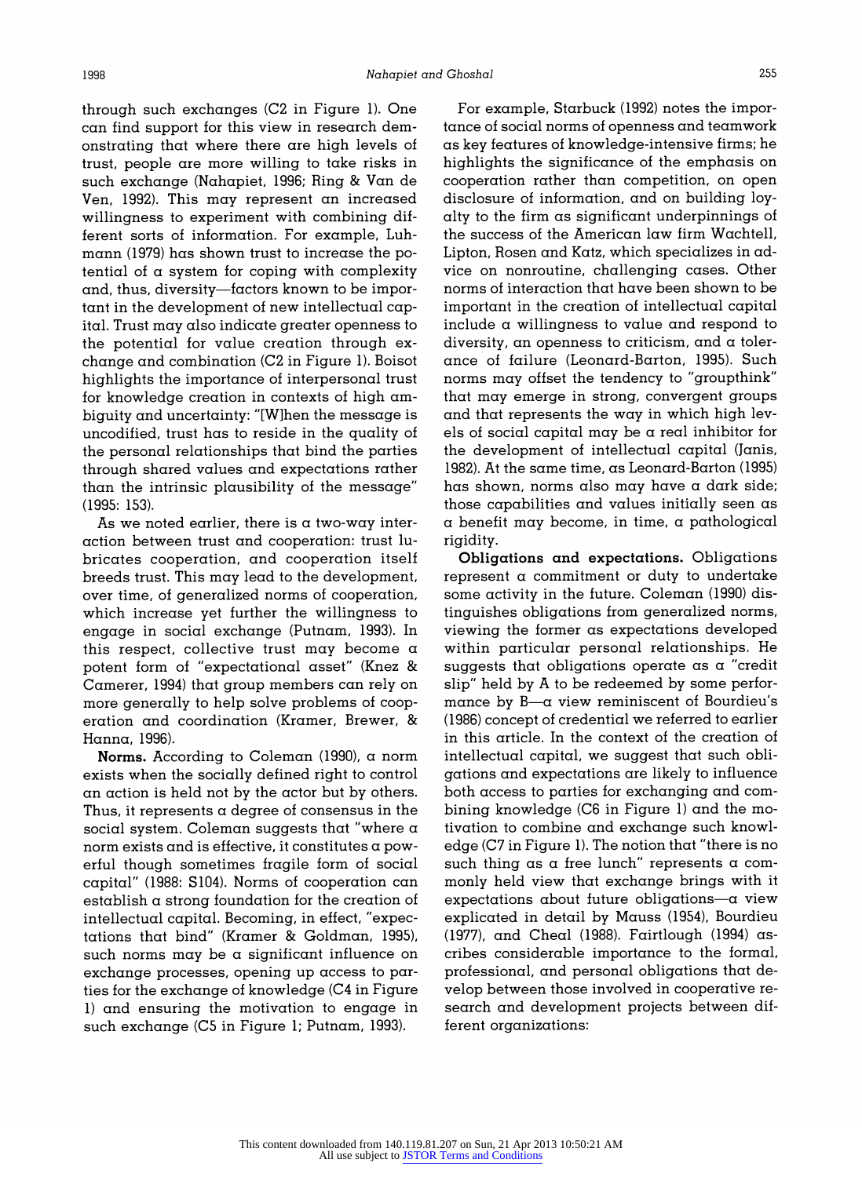through such exchanges (C2 in Figure 1). One can find support for this view in research demonstrating that where there are high levels of trust, people are more willing to take risks in such exchange (Nahapiet, 1996; Ring & Van de Ven, 1992). This may represent an increased willingness to experiment with combining different sorts of information. For example, Luhmann (1979) has shown trust to increase the potential of a system for coping with complexity and, thus, diversity—factors known to be important in the development of new intellectual capital. Trust may also indicate greater openness to the potential for value creation through exchange and combination (C2 in Figure 1). Boisot highlights the importance of interpersonal trust for knowledge creation in contexts of high ambiguity and uncertainty: "[W]hen the message is uncodified, trust has to reside in the quality of the personal relationships that bind the parties through shared values and expectations rather than the intrinsic plausibility of the message" (1995: 153).

As we noted earlier, there is a two-way interaction between trust and cooperation: trust lubricates cooperation, and cooperation itself breeds trust. This may lead to the development, over time, of generalized norms of cooperation, which increase yet further the willingness to engage in social exchange (Putnam, 1993). In this respect, collective trust may become a potent form of "expectational asset" (Knez & Camerer, 1994) that group members can rely on more generally to help solve problems of cooperation and coordination (Kramer, Brewer, & Hanna, 1996).

**Norms.** According to Coleman (1990), a norm exists when the socially defined right to control an action is held not by the actor but by others. Thus, it represents a degree of consensus in the social system. Coleman suggests that "where a norm exists and is effective, it constitutes a powerful though sometimes fragile form of social capital" (1988: S104). Norms of cooperation can establish a strong foundation for the creation of intellectual capital. Becoming, in effect, "expectations that bind" (Kramer & Goldman, 1995), such norms may be a significant influence on exchange processes, opening up access to parties for the exchange of knowledge (C4 in Figure 1) and ensuring the motivation to engage in such exchange (C5 in Figure 1; Putnam, 1993).

For example, Starbuck (1992) notes the importance of social norms of openness and teamwork as key features of knowledge-intensive firms; he highlights the significance of the emphasis on cooperation rather than competition, on open disclosure of information, and on building loyalty to the firm as significant underpinnings of the success of the American law firm Wachtell, Lipton, Rosen and Katz, which specializes in advice on nonroutine, challenging cases. Other norms of interaction that have been shown to be important in the creation of intellectual capital include a willingness to value and respond to diversity, an openness to criticism, and a tolerance of failure (Leonard-Barton, 1995). Such norms may offset the tendency to "groupthink" that may emerge in strong, convergent groups and that represents the way in which high levels of social capital may be a real inhibitor for the development of intellectual capital (Janis, 1982). At the same time, as Leonard-Barton (1995) has shown, norms also may have a dark side; those capabilities and values initially seen as a benefit may become, in time, a pathological rigidity.

**Obligations and expectations.** Obligations represent a commitment or duty to undertake some activity in the future. Coleman (1990) distinguishes obligations from generalized norms, viewing the former as expectations developed within particular personal relationships. He suggests that obligations operate as a "credit slip" held by A to be redeemed by some performance by B—a view reminiscent of Bourdieu's (1986) concept of credential we referred to earlier in this article. In the context of the creation of intellectual capital, we suggest that such obligations and expectations are likely to influence both access to parties for exchanging and combining knowledge (C6 in Figure 1) and the motivation to combine and exchange such knowledge (C7 in Figure 1). The notion that "there is no such thing as a free lunch" represents a commonly held view that exchange brings with it expectations about future obligations—a view explicated in detail by Mauss (1954), Bourdieu (1977), and Cheal (1988). Fairtlough (1994) ascribes considerable importance to the formal, professional, and personal obligations that develop between those involved in cooperative research and development projects between different organizations: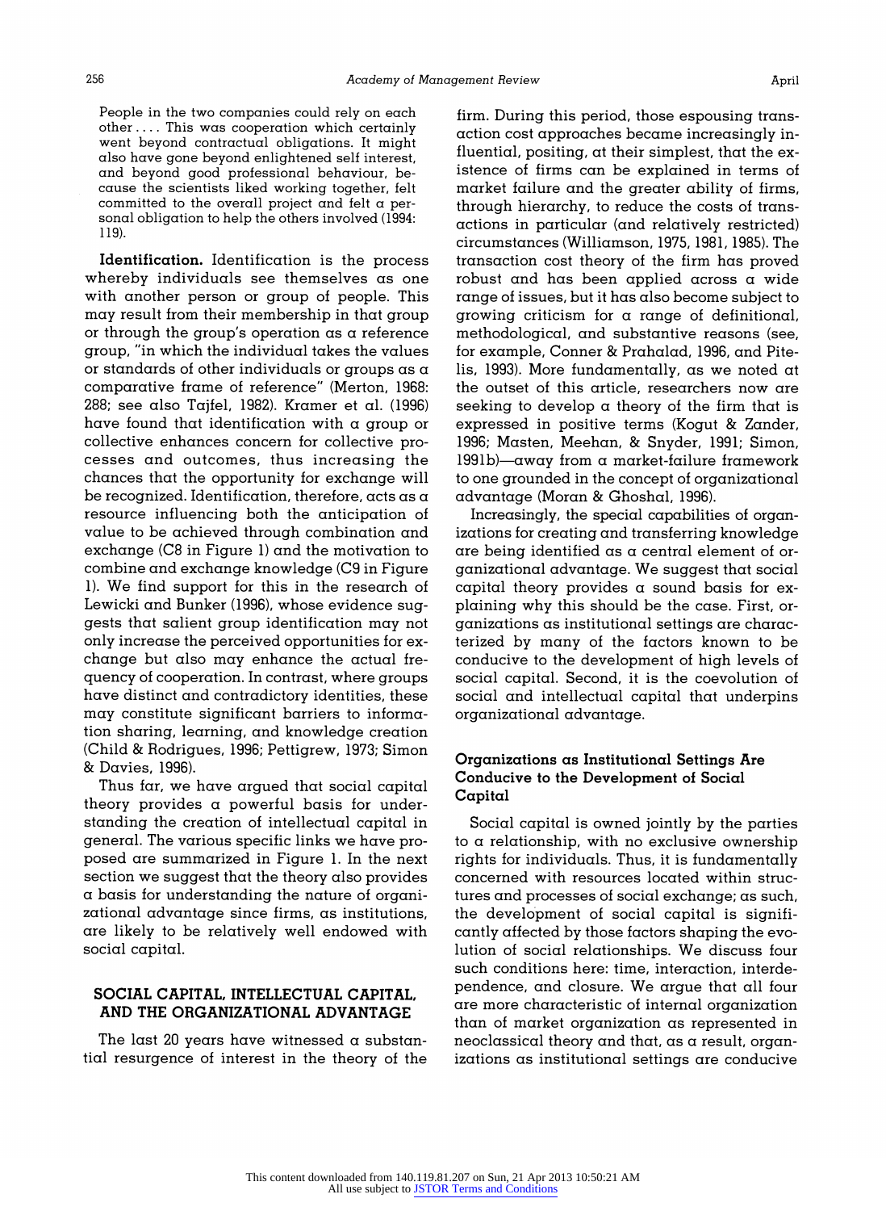People in the two companies could rely on each other . . . . This was cooperation which certainly went beyond contractual obligations. It might also have gone beyond enlightened self interest, and beyond good professional behaviour, because the scientists liked working together, felt committed to the overall project and felt a personal obligation to help the others involved (1994: 119).

**Identification.** Identification is the process whereby individuals see themselves as one with another person or group of people. This may result from their membership in that group or through the group's operation as a reference group, "in which the individual takes the values or standards of other individuals or groups as a comparative frame of reference" (Merton, 1968: 288; see also Tajfel, 1982). Kramer et al. (1996) have found that identification with a group or collective enhances concern for collective processes and outcomes, thus increasing the chances that the opportunity for exchange will be recognized. Identification, therefore, acts as a resource influencing both the anticipation of value to be achieved through combination and exchange (C8 in Figure 1) and the motivation to combine and exchange knowledge (C9 in Figure 1). We find support for this in the research of Lewicki and Bunker (1996), whose evidence suggests that salient group identification may not only increase the perceived opportunities for exchange but also may enhance the actual frequency of cooperation. In contrast, where groups have distinct and contradictory identities, these may constitute significant barriers to information sharing, learning, and knowledge creation (Child & Rodrigues, 1996; Pettigrew, 1973; Simon & Davies, 1996).

Thus far, we have argued that social capital theory provides a powerful basis for understanding the creation of intellectual capital in general. The various specific links we have proposed are summarized in Figure 1. In the next section we suggest that the theory also provides a basis for understanding the nature of organizational advantage since firms, as institutions, are likely to be relatively well endowed with social capital.

## SOCIAL CAPITAL, INTELLECTUAL CAPITAL, AND THE ORGANIZATIONAL ADVANTAGE

The last 20 years have witnessed a substantial resurgence of interest in the theory of the firm. During this period, those espousing transaction cost approaches became increasingly influential, positing, at their simplest, that the existence of firms can be explained in terms of market failure and the greater ability of firms, through hierarchy, to reduce the costs of transactions in particular (and relatively restricted) circumstances (Williamson, 1975, 1981, 1985). The transaction cost theory of the firm has proved robust and has been applied across a wide range of issues, but it has also become subject to growing criticism for a range of definitional, methodological, and substantive reasons (see, for example, Conner & Prahalad, 1996, and Pitelis, 1993). More fundamentally, as we noted at the outset of this article, researchers now are seeking to develop a theory of the firm that is expressed in positive terms (Kogut & Zander, 1996; Masten, Meehan, & Snyder, 1991; Simon, 1991b)—away from a market-failure framework to one grounded in the concept of organizational advantage (Moran & Ghoshal, 1996).

Increasingly, the special capabilities of organizations for creating and transferring knowledge are being identified as a central element of organizational advantage. We suggest that social capital theory provides a sound basis for explaining why this should be the case. First, organizations as institutional settings are characterized by many of the factors known to be conducive to the development of high levels of social capital. Second, it is the coevolution of social and intellectual capital that underpins organizational advantage.

### Organizations as Institutional Settings Are Conducive to the Development of Social Capital

Social capital is owned jointly by the parties to a relationship, with no exclusive ownership rights for individuals. Thus, it is fundamentally concerned with resources located within structures and processes of social exchange; as such, the development of social capital is significantly affected by those factors shaping the evolution of social relationships. We discuss four such conditions here: time, interaction, interdependence, and closure. We argue that all four are more characteristic of internal organization than of market organization as represented in neoclassical theory and that, as a result, organizations as institutional settings are conducive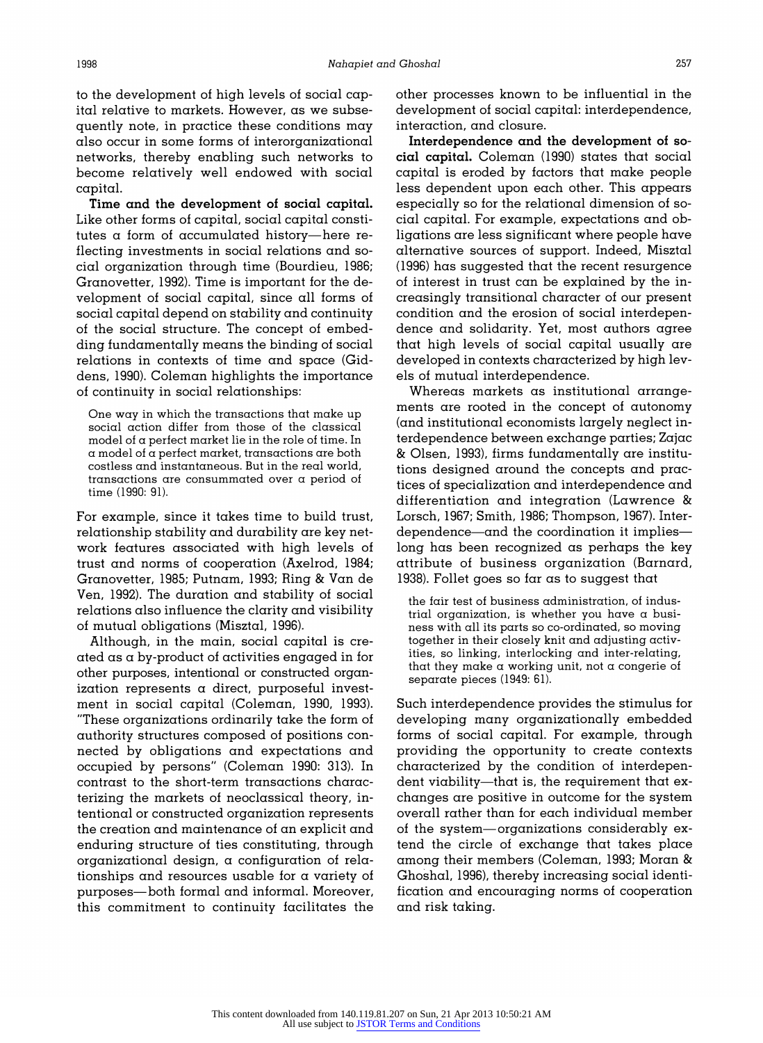to the development of high levels of social capital relative to markets. However, as we subsequently note, in practice these conditions may also occur in some forms of interorganizational networks, thereby enabling such networks to become relatively well endowed with social capital.

**Time and the development of social capital.** Like other forms of capital, social capital constitutes a form of accumulated history—here reflecting investments in social relations and social organization through time (Bourdieu, 1986; Granovetter, 1992). Time is important for the development of social capital, since all forms of social capital depend on stability and continuity of the social structure. The concept of embedding fundamentally means the binding of social relations in contexts of time and space (Giddens, 1990). Coleman highlights the importance of continuity in social relationships:

> One way in which the transactions that make up social action differ from those of the classical model of a perfect market lie in the role of time. In a model of a perfect market, transactions are both costless and instantaneous. But in the real world, transactions are consummated over a period of time (1990: 91).

For example, since it takes time to build trust, relationship stability and durability are key network features associated with high levels of trust and norms of cooperation (Axelrod, 1984; Granovetter, 1985; Putnam, 1993; Ring & Van de Ven, 1992). The duration and stability of social relations also influence the clarity and visibility of mutual obligations (Misztal, 1996).

Although, in the main, social capital is created as a by-product of activities engaged in for other purposes, intentional or constructed organization represents a direct, purposeful investment in social capital (Coleman, 1990, 1993). "These organizations ordinarily take the form of authority structures composed of positions connected by obligations and expectations and occupied by persons" (Coleman 1990: 313). In contrast to the short-term transactions characterizing the markets of neoclassical theory, intentional or constructed organization represents the creation and maintenance of an explicit and enduring structure of ties constituting, through organizational design, a configuration of relationships and resources usable for a variety of purposes—both formal and informal. Moreover, this commitment to continuity facilitates the other processes known to be influential in the development of social capital: interdependence, interaction, and closure.

**Interdependence and the development of social capital.** Coleman (1990) states that social capital is eroded by factors that make people less dependent upon each other. This appears especially so for the relational dimension of social capital. For example, expectations and obligations are less significant where people have alternative sources of support. Indeed, Misztal (1996) has suggested that the recent resurgence of interest in trust can be explained by the increasingly transitional character of our present condition and the erosion of social interdependence and solidarity. Yet, most authors agree that high levels of social capital usually are developed in contexts characterized by high levels of mutual interdependence.

Whereas markets as institutional arrangements are rooted in the concept of autonomy (and institutional economists largely neglect interdependence between exchange parties; Zajac & Olsen, 1993), firms fundamentally are institutions designed around the concepts and practices of specialization and interdependence and differentiation and integration (Lawrence & Lorsch, 1967; Smith, 1986; Thompson, 1967). Interdependence—and the coordination it implies—long has been recognized as perhaps the key attribute of business organization (Barnard, 1938). Follet goes so far as to suggest that

> the fair test of business administration, of industrial organization, is whether you have a business with all its parts so co-ordinated, so moving together in their closely knit and adjusting activities, so linking, interlocking and inter-relating, that they make a working unit, not a congerie of separate pieces (1949: 61).

Such interdependence provides the stimulus for developing many organizationally embedded forms of social capital. For example, through providing the opportunity to create contexts characterized by the condition of interdependent viability—that is, the requirement that exchanges are positive in outcome for the system overall rather than for each individual member of the system—organizations considerably extend the circle of exchange that takes place among their members (Coleman, 1993; Moran & Ghoshal, 1996), thereby increasing social identification and encouraging norms of cooperation and risk taking.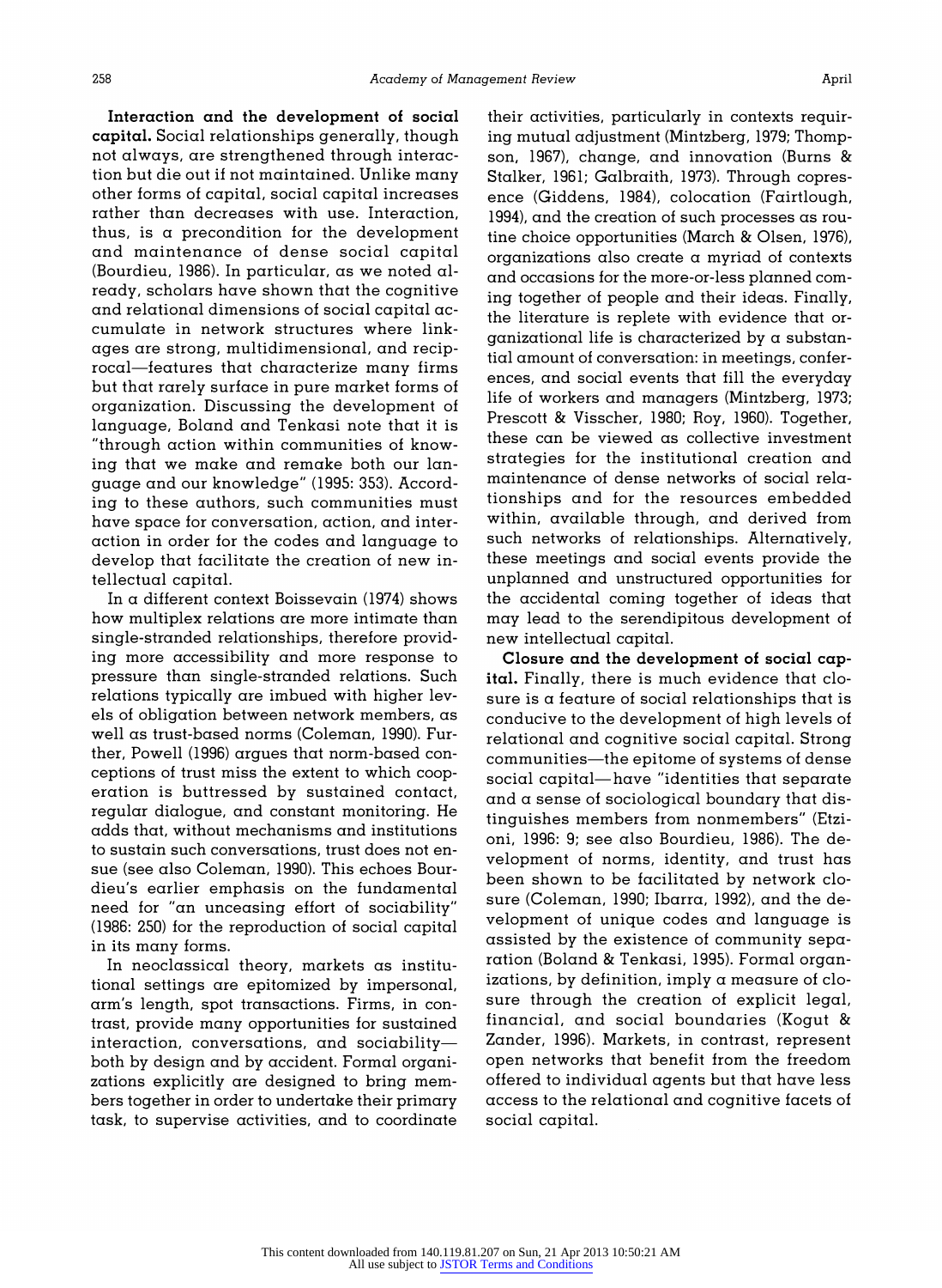**Interaction and the development of social capital.** Social relationships generally, though not always, are strengthened through interaction but die out if not maintained. Unlike many other forms of capital, social capital increases rather than decreases with use. Interaction, thus, is a precondition for the development and maintenance of dense social capital (Bourdieu, 1986). In particular, as we noted already, scholars have shown that the cognitive and relational dimensions of social capital accumulate in network structures where linkages are strong, multidimensional, and reciprocal—features that characterize many firms but that rarely surface in pure market forms of organization. Discussing the development of language, Boland and Tenkasi note that it is "through action within communities of knowing that we make and remake both our language and our knowledge" (1995: 353). According to these authors, such communities must have space for conversation, action, and interaction in order for the codes and language to develop that facilitate the creation of new intellectual capital.

In a different context Boissevain (1974) shows how multiplex relations are more intimate than single-stranded relationships, therefore providing more accessibility and more response to pressure than single-stranded relations. Such relations typically are imbued with higher levels of obligation between network members, as well as trust-based norms (Coleman, 1990). Further, Powell (1996) argues that norm-based conceptions of trust miss the extent to which cooperation is buttressed by sustained contact, regular dialogue, and constant monitoring. He adds that, without mechanisms and institutions to sustain such conversations, trust does not ensue (see also Coleman, 1990). This echoes Bourdieu's earlier emphasis on the fundamental need for "an unceasing effort of sociability" (1986: 250) for the reproduction of social capital in its many forms.

In neoclassical theory, markets as institutional settings are epitomized by impersonal, arm's length, spot transactions. Firms, in contrast, provide many opportunities for sustained interaction, conversations, and sociability—both by design and by accident. Formal organizations explicitly are designed to bring members together in order to undertake their primary task, to supervise activities, and to coordinate their activities, particularly in contexts requiring mutual adjustment (Mintzberg, 1979; Thompson, 1967), change, and innovation (Burns & Stalker, 1961; Galbraith, 1973). Through copresence (Giddens, 1984), colocation (Fairtlough, 1994), and the creation of such processes as routine choice opportunities (March & Olsen, 1976), organizations also create a myriad of contexts and occasions for the more-or-less planned coming together of people and their ideas. Finally, the literature is replete with evidence that organizational life is characterized by a substantial amount of conversation: in meetings, conferences, and social events that fill the everyday life of workers and managers (Mintzberg, 1973; Prescott & Visscher, 1980; Roy, 1960). Together, these can be viewed as collective investment strategies for the institutional creation and maintenance of dense networks of social relationships and for the resources embedded within, available through, and derived from such networks of relationships. Alternatively, these meetings and social events provide the unplanned and unstructured opportunities for the accidental coming together of ideas that may lead to the serendipitous development of new intellectual capital.

**Closure and the development of social capital.** Finally, there is much evidence that closure is a feature of social relationships that is conducive to the development of high levels of relational and cognitive social capital. Strong communities—the epitome of systems of dense social capital—have "identities that separate and a sense of sociological boundary that distinguishes members from nonmembers" (Etzioni, 1996: 9; see also Bourdieu, 1986). The development of norms, identity, and trust has been shown to be facilitated by network closure (Coleman, 1990; Ibarra, 1992), and the development of unique codes and language is assisted by the existence of community separation (Boland & Tenkasi, 1995). Formal organizations, by definition, imply a measure of closure through the creation of explicit legal, financial, and social boundaries (Kogut & Zander, 1996). Markets, in contrast, represent open networks that benefit from the freedom offered to individual agents but that have less access to the relational and cognitive facets of social capital.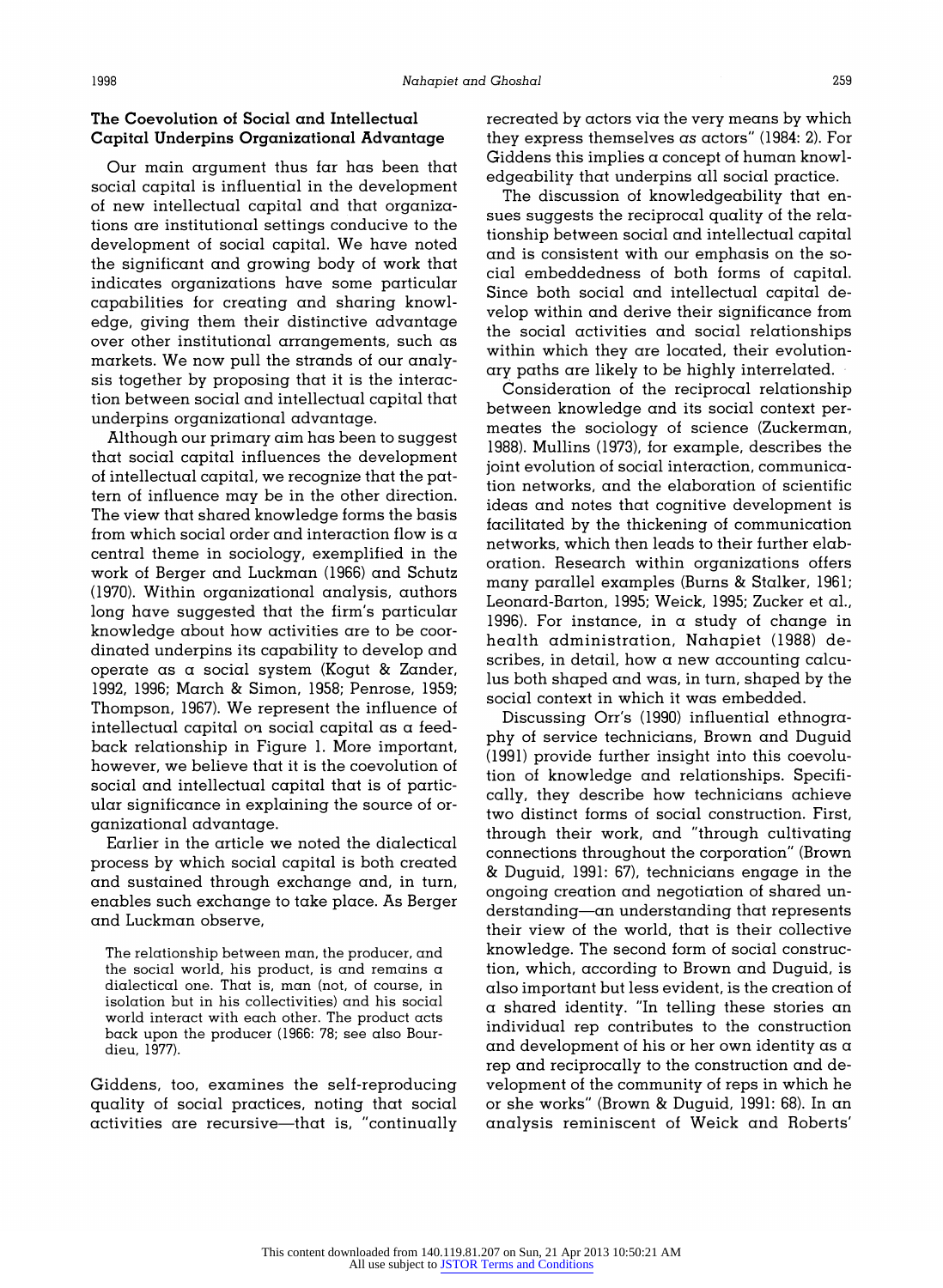### The Coevolution of Social and Intellectual Capital Underpins Organizational Advantage

Our main argument thus far has been that social capital is influential in the development of new intellectual capital and that organizations are institutional settings conducive to the development of social capital. We have noted the significant and growing body of work that indicates organizations have some particular capabilities for creating and sharing knowledge, giving them their distinctive advantage over other institutional arrangements, such as markets. We now pull the strands of our analysis together by proposing that it is the interaction between social and intellectual capital that underpins organizational advantage.

Although our primary aim has been to suggest that social capital influences the development of intellectual capital, we recognize that the pattern of influence may be in the other direction. The view that shared knowledge forms the basis from which social order and interaction flow is a central theme in sociology, exemplified in the work of Berger and Luckman (1966) and Schutz (1970). Within organizational analysis, authors long have suggested that the firm's particular knowledge about how activities are to be coordinated underpins its capability to develop and operate as a social system (Kogut & Zander, 1992, 1996; March & Simon, 1958; Penrose, 1959; Thompson, 1967). We represent the influence of intellectual capital on social capital as a feedback relationship in Figure 1. More important, however, we believe that it is the coevolution of social and intellectual capital that is of particular significance in explaining the source of organizational advantage.

Earlier in the article we noted the dialectical process by which social capital is both created and sustained through exchange and, in turn, enables such exchange to take place. As Berger and Luckman observe,

> The relationship between man, the producer, and the social world, his product, is and remains a dialectical one. That is, man (not, of course, in isolation but in his collectivities) and his social world interact with each other. The product acts back upon the producer (1966: 78; see also Bourdieu, 1977).

Giddens, too, examines the self-reproducing quality of social practices, noting that social activities are recursive—that is, "continually recreated by actors via the very means by which they express themselves as actors" (1984: 2). For Giddens this implies a concept of human knowledgeability that underpins all social practice.

The discussion of knowledgeability that ensues suggests the reciprocal quality of the relationship between social and intellectual capital and is consistent with our emphasis on the social embeddedness of both forms of capital. Since both social and intellectual capital develop within and derive their significance from the social activities and social relationships within which they are located, their evolutionary paths are likely to be highly interrelated.

Consideration of the reciprocal relationship between knowledge and its social context permeates the sociology of science (Zuckerman, 1988). Mullins (1973), for example, describes the joint evolution of social interaction, communication networks, and the elaboration of scientific ideas and notes that cognitive development is facilitated by the thickening of communication networks, which then leads to their further elaboration. Research within organizations offers many parallel examples (Burns & Stalker, 1961; Leonard-Barton, 1995; Weick, 1995; Zucker et al., 1996). For instance, in a study of change in health administration, Nahapiet (1988) describes, in detail, how a new accounting calculus both shaped and was, in turn, shaped by the social context in which it was embedded.

Discussing Orr's (1990) influential ethnography of service technicians, Brown and Duguid (1991) provide further insight into this coevolution of knowledge and relationships. Specifically, they describe how technicians achieve two distinct forms of social construction. First, through their work, and "through cultivating connections throughout the corporation" (Brown & Duguid, 1991: 67), technicians engage in the ongoing creation and negotiation of shared understanding—an understanding that represents their view of the world, that is their collective knowledge. The second form of social construction, which, according to Brown and Duguid, is also important but less evident, is the creation of a shared identity. "In telling these stories an individual rep contributes to the construction and development of his or her own identity as a rep and reciprocally to the construction and development of the community of reps in which he or she works" (Brown & Duguid, 1991: 68). In an analysis reminiscent of Weick and Roberts'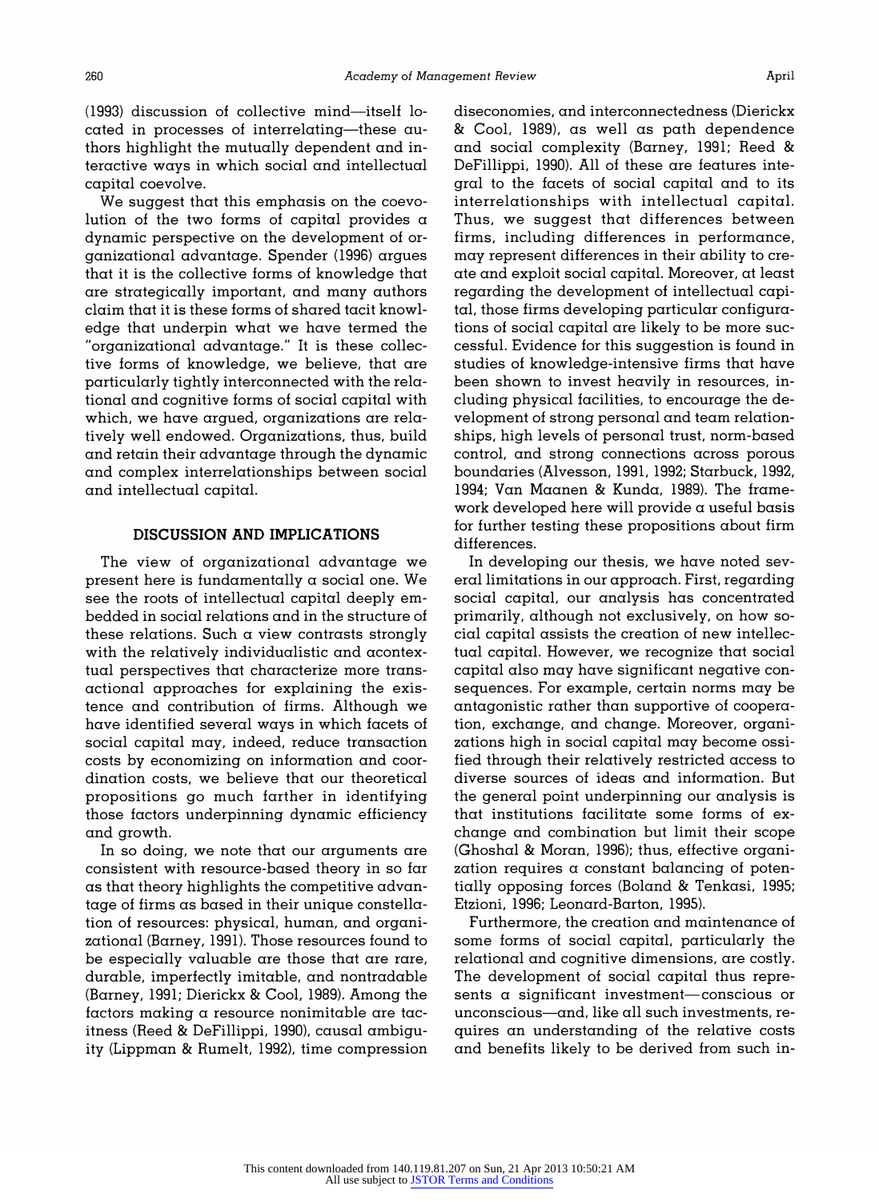(1993) discussion of collective mind—itself located in processes of interrelating—these authors highlight the mutually dependent and interactive ways in which social and intellectual capital coevolve.

We suggest that this emphasis on the coevolution of the two forms of capital provides a dynamic perspective on the development of organizational advantage. Spender (1996) argues that it is the collective forms of knowledge that are strategically important, and many authors claim that it is these forms of shared tacit knowledge that underpin what we have termed the "organizational advantage." It is these collective forms of knowledge, we believe, that are particularly tightly interconnected with the relational and cognitive forms of social capital with which, we have argued, organizations are relatively well endowed. Organizations, thus, build and retain their advantage through the dynamic and complex interrelationships between social and intellectual capital.

## DISCUSSION AND IMPLICATIONS

The view of organizational advantage we present here is fundamentally a social one. We see the roots of intellectual capital deeply embedded in social relations and in the structure of these relations. Such a view contrasts strongly with the relatively individualistic and acontextual perspectives that characterize more transactional approaches for explaining the existence and contribution of firms. Although we have identified several ways in which facets of social capital may, indeed, reduce transaction costs by economizing on information and coordination costs, we believe that our theoretical propositions go much farther in identifying those factors underpinning dynamic efficiency and growth.

In so doing, we note that our arguments are consistent with resource-based theory in so far as that theory highlights the competitive advantage of firms as based in their unique constellation of resources: physical, human, and organizational (Barney, 1991). Those resources found to be especially valuable are those that are rare, durable, imperfectly imitable, and nontradable (Barney, 1991; Dierickx & Cool, 1989). Among the factors making a resource nonimitable are tacitness (Reed & DeFillippi, 1990), causal ambiguity (Lippman & Rumelt, 1992), time compression diseconomies, and interconnectedness (Dierickx & Cool, 1989), as well as path dependence and social complexity (Barney, 1991; Reed & DeFillippi, 1990). All of these are features integral to the facets of social capital and to its interrelationships with intellectual capital. Thus, we suggest that differences between firms, including differences in performance, may represent differences in their ability to create and exploit social capital. Moreover, at least regarding the development of intellectual capital, those firms developing particular configurations of social capital are likely to be more successful. Evidence for this suggestion is found in studies of knowledge-intensive firms that have been shown to invest heavily in resources, including physical facilities, to encourage the development of strong personal and team relationships, high levels of personal trust, norm-based control, and strong connections across porous boundaries (Alvesson, 1991, 1992; Starbuck, 1992, 1994; Van Maanen & Kunda, 1989). The framework developed here will provide a useful basis for further testing these propositions about firm differences.

In developing our thesis, we have noted several limitations in our approach. First, regarding social capital, our analysis has concentrated primarily, although not exclusively, on how social capital assists the creation of new intellectual capital. However, we recognize that social capital also may have significant negative consequences. For example, certain norms may be antagonistic rather than supportive of cooperation, exchange, and change. Moreover, organizations high in social capital may become ossified through their relatively restricted access to diverse sources of ideas and information. But the general point underpinning our analysis is that institutions facilitate some forms of exchange and combination but limit their scope (Ghoshal & Moran, 1996); thus, effective organization requires a constant balancing of potentially opposing forces (Boland & Tenkasi, 1995; Etzioni, 1996; Leonard-Barton, 1995).

Furthermore, the creation and maintenance of some forms of social capital, particularly the relational and cognitive dimensions, are costly. The development of social capital thus represents a significant investment—conscious or unconscious—and, like all such investments, requires an understanding of the relative costs and benefits likely to be derived from such in-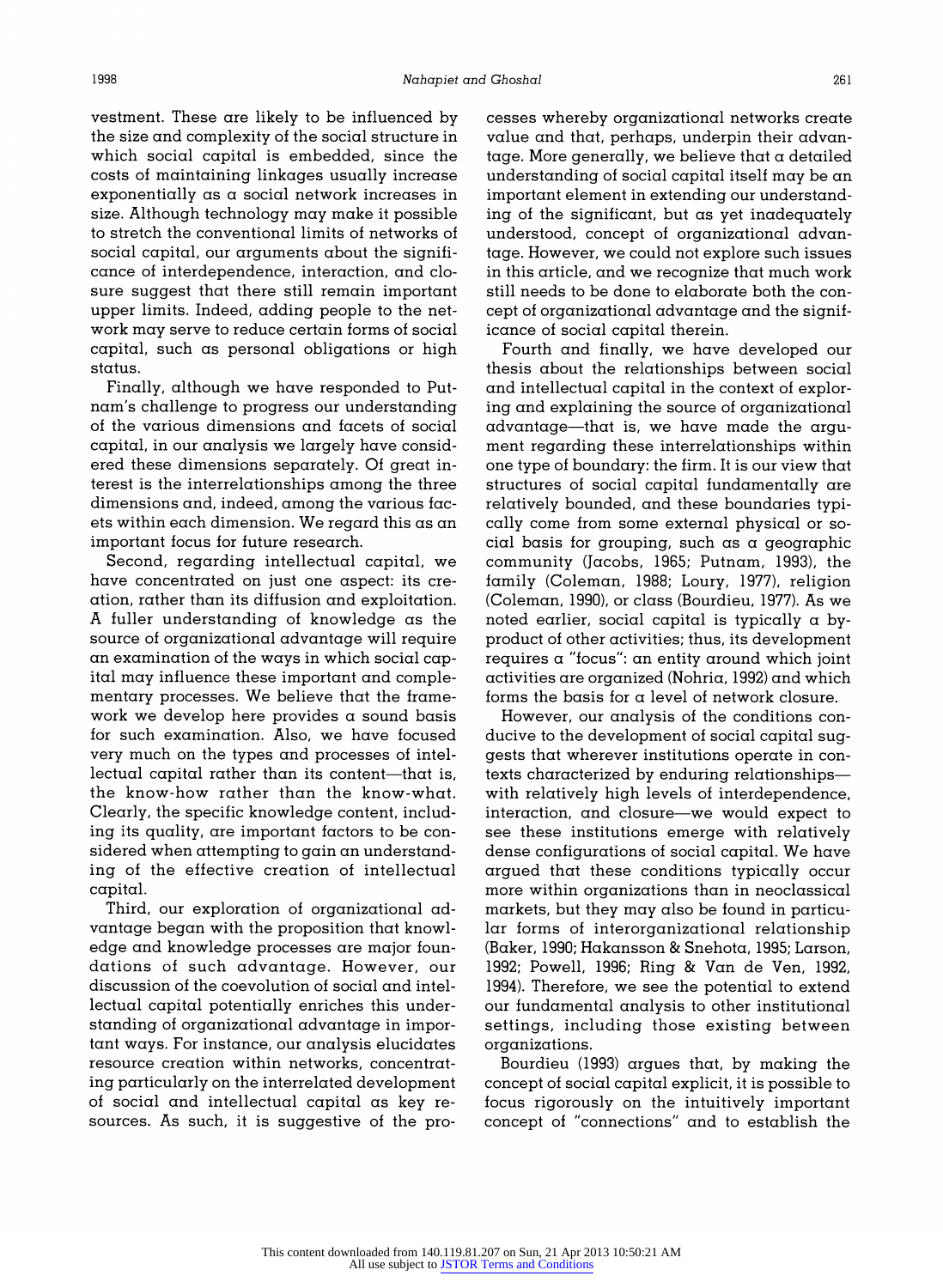vestment. These are likely to be influenced by the size and complexity of the social structure in which social capital is embedded, since the costs of maintaining linkages usually increase exponentially as a social network increases in size. Although technology may make it possible to stretch the conventional limits of networks of social capital, our arguments about the significance of interdependence, interaction, and closure suggest that there still remain important upper limits. Indeed, adding people to the network may serve to reduce certain forms of social capital, such as personal obligations or high status.

Finally, although we have responded to Putnam's challenge to progress our understanding of the various dimensions and facets of social capital, in our analysis we largely have considered these dimensions separately. Of great interest is the interrelationships among the three dimensions and, indeed, among the various facets within each dimension. We regard this as an important focus for future research.

Second, regarding intellectual capital, we have concentrated on just one aspect: its creation, rather than its diffusion and exploitation. A fuller understanding of knowledge as the source of organizational advantage will require an examination of the ways in which social capital may influence these important and complementary processes. We believe that the framework we develop here provides a sound basis for such examination. Also, we have focused very much on the types and processes of intellectual capital rather than its content—that is, the know-how rather than the know-what. Clearly, the specific knowledge content, including its quality, are important factors to be considered when attempting to gain an understanding of the effective creation of intellectual capital.

Third, our exploration of organizational advantage began with the proposition that knowledge and knowledge processes are major foundations of such advantage. However, our discussion of the coevolution of social and intellectual capital potentially enriches this understanding of organizational advantage in important ways. For instance, our analysis elucidates resource creation within networks, concentrating particularly on the interrelated development of social and intellectual capital as key resources. As such, it is suggestive of the processes whereby organizational networks create value and that, perhaps, underpin their advantage. More generally, we believe that a detailed understanding of social capital itself may be an important element in extending our understanding of the significant, but as yet inadequately understood, concept of organizational advantage. However, we could not explore such issues in this article, and we recognize that much work still needs to be done to elaborate both the concept of organizational advantage and the significance of social capital therein.

Fourth and finally, we have developed our thesis about the relationships between social and intellectual capital in the context of exploring and explaining the source of organizational advantage—that is, we have made the argument regarding these interrelationships within one type of boundary: the firm. It is our view that structures of social capital fundamentally are relatively bounded, and these boundaries typically come from some external physical or social basis for grouping, such as a geographic community (Jacobs, 1965; Putnam, 1993), the family (Coleman, 1988; Loury, 1977), religion (Coleman, 1990), or class (Bourdieu, 1977). As we noted earlier, social capital is typically a byproduct of other activities; thus, its development requires a "focus": an entity around which joint activities are organized (Nohria, 1992) and which forms the basis for a level of network closure.

However, our analysis of the conditions conducive to the development of social capital suggests that wherever institutions operate in contexts characterized by enduring relationships—with relatively high levels of interdependence, interaction, and closure—we would expect to see these institutions emerge with relatively dense configurations of social capital. We have argued that these conditions typically occur more within organizations than in neoclassical markets, but they may also be found in particular forms of interorganizational relationship (Baker, 1990; Hakansson & Snehota, 1995; Larson, 1992; Powell, 1996; Ring & Van de Ven, 1992, 1994). Therefore, we see the potential to extend our fundamental analysis to other institutional settings, including those existing between organizations.

Bourdieu (1993) argues that, by making the concept of social capital explicit, it is possible to focus rigorously on the intuitively important concept of "connections" and to establish the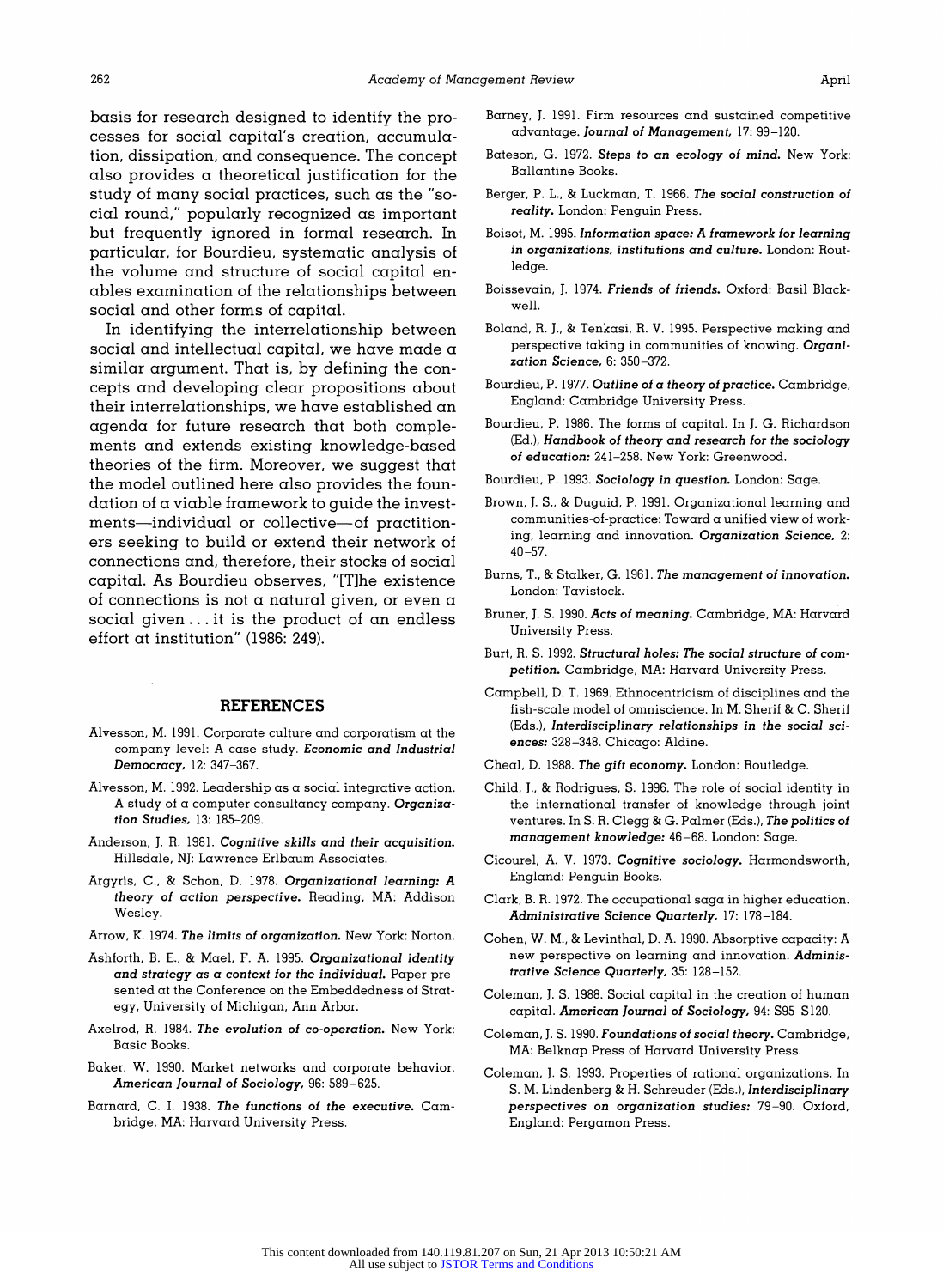basis for research designed to identify the processes for social capital's creation, accumulation, dissipation, and consequence. The concept also provides a theoretical justification for the study of many social practices, such as the "social round," popularly recognized as important but frequently ignored in formal research. In particular, for Bourdieu, systematic analysis of the volume and structure of social capital enables examination of the relationships between social and other forms of capital.

In identifying the interrelationship between social and intellectual capital, we have made a similar argument. That is, by defining the concepts and developing clear propositions about their interrelationships, we have established an agenda for future research that both complements and extends existing knowledge-based theories of the firm. Moreover, we suggest that the model outlined here also provides the foundation of a viable framework to guide the investments—individual or collective—of practitioners seeking to build or extend their network of connections and, therefore, their stocks of social capital. As Bourdieu observes, "[T]he existence of connections is not a natural given, or even a social given . . . it is the product of an endless effort at institution" (1986: 249).

## REFERENCES

Alvesson, M. 1991. Corporate culture and corporatism at the company level: A case study. ***Economic and Industrial Democracy,*** 12: 347–367.

Alvesson, M. 1992. Leadership as a social integrative action. A study of a computer consultancy company. ***Organization Studies,*** 13: 185–209.

Anderson, J. R. 1981. ***Cognitive skills and their acquisition.*** Hillsdale, NJ: Lawrence Erlbaum Associates.

Argyris, C., & Schon, D. 1978. ***Organizational learning: A theory of action perspective.*** Reading, MA: Addison Wesley.

Arrow, K. 1974. ***The limits of organization.*** New York: Norton.

Ashforth, B. E., & Mael, F. A. 1995. ***Organizational identity and strategy as a context for the individual.*** Paper presented at the Conference on the Embeddedness of Strategy, University of Michigan, Ann Arbor.

Axelrod, R. 1984. ***The evolution of co-operation.*** New York: Basic Books.

Baker, W. 1990. Market networks and corporate behavior. ***American Journal of Sociology,*** 96: 589–625.

Barnard, C. I. 1938. ***The functions of the executive.*** Cambridge, MA: Harvard University Press.

Barney, J. 1991. Firm resources and sustained competitive advantage. ***Journal of Management,*** 17: 99–120.

Bateson, G. 1972. ***Steps to an ecology of mind.*** New York: Ballantine Books.

Berger, P. L., & Luckman, T. 1966. ***The social construction of reality.*** London: Penguin Press.

Boisot, M. 1995. ***Information space: A framework for learning in organizations, institutions and culture.*** London: Routledge.

Boissevain, J. 1974. ***Friends of friends.*** Oxford: Basil Blackwell.

Boland, R. J., & Tenkasi, R. V. 1995. Perspective making and perspective taking in communities of knowing. ***Organization Science,*** 6: 350–372.

Bourdieu, P. 1977. ***Outline of a theory of practice.*** Cambridge, England: Cambridge University Press.

Bourdieu, P. 1986. The forms of capital. In J. G. Richardson (Ed.), ***Handbook of theory and research for the sociology of education:*** 241–258. New York: Greenwood.

Bourdieu, P. 1993. ***Sociology in question.*** London: Sage.

Brown, J. S., & Duguid, P. 1991. Organizational learning and communities-of-practice: Toward a unified view of working, learning and innovation. ***Organization Science,*** 2: 40–57.

Burns, T., & Stalker, G. 1961. ***The management of innovation.*** London: Tavistock.

Bruner, J. S. 1990. ***Acts of meaning.*** Cambridge, MA: Harvard University Press.

Burt, R. S. 1992. ***Structural holes: The social structure of competition.*** Cambridge, MA: Harvard University Press.

Campbell, D. T. 1969. Ethnocentricism of disciplines and the fish-scale model of omniscience. In M. Sherif & C. Sherif (Eds.), ***Interdisciplinary relationships in the social sciences:*** 328–348. Chicago: Aldine.

Cheal, D. 1988. ***The gift economy.*** London: Routledge.

Child, J., & Rodrigues, S. 1996. The role of social identity in the international transfer of knowledge through joint ventures. In S. R. Clegg & G. Palmer (Eds.), ***The politics of management knowledge:*** 46–68. London: Sage.

Cicourel, A. V. 1973. ***Cognitive sociology.*** Harmondsworth, England: Penguin Books.

Clark, B. R. 1972. The occupational saga in higher education. ***Administrative Science Quarterly,*** 17: 178–184.

Cohen, W. M., & Levinthal, D. A. 1990. Absorptive capacity: A new perspective on learning and innovation. ***Administrative Science Quarterly,*** 35: 128–152.

Coleman, J. S. 1988. Social capital in the creation of human capital. ***American Journal of Sociology,*** 94: S95–S120.

Coleman, J. S. 1990. ***Foundations of social theory.*** Cambridge, MA: Belknap Press of Harvard University Press.

Coleman, J. S. 1993. Properties of rational organizations. In S. M. Lindenberg & H. Schreuder (Eds.), ***Interdisciplinary perspectives on organization studies:*** 79–90. Oxford, England: Pergamon Press.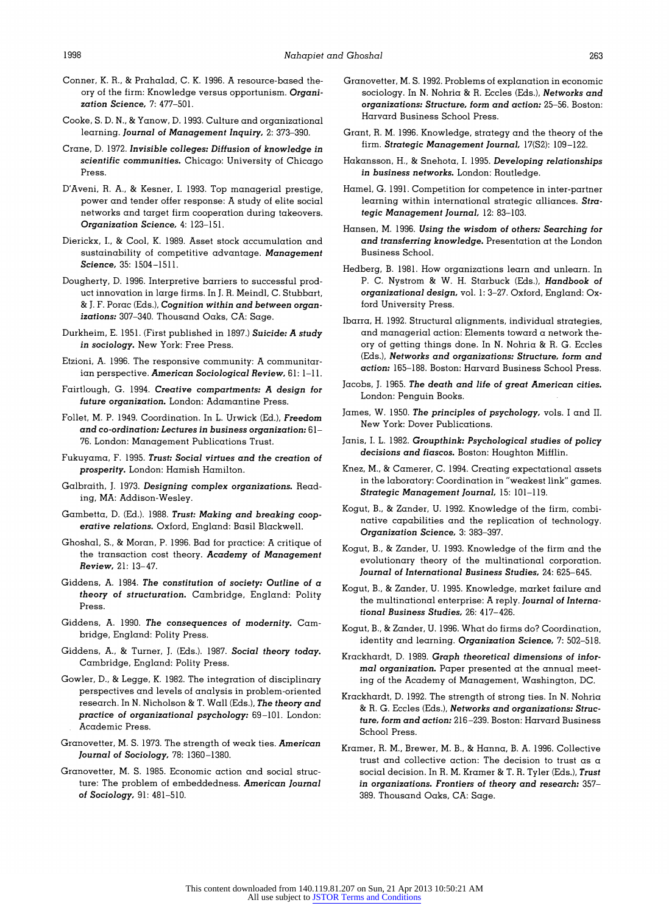Conner, K. R., & Prahalad, C. K. 1996. A resource-based theory of the firm: Knowledge versus opportunism. ***Organization Science,*** 7: 477–501.

Cooke, S. D. N., & Yanow, D. 1993. Culture and organizational learning. ***Journal of Management Inquiry,*** 2: 373–390.

Crane, D. 1972. ***Invisible colleges: Diffusion of knowledge in scientific communities.*** Chicago: University of Chicago Press.

D'Aveni, R. A., & Kesner, I. 1993. Top managerial prestige, power and tender offer response: A study of elite social networks and target firm cooperation during takeovers. ***Organization Science,*** 4: 123–151.

Dierickx, I., & Cool, K. 1989. Asset stock accumulation and sustainability of competitive advantage. ***Management Science,*** 35: 1504–1511.

Dougherty, D. 1996. Interpretive barriers to successful product innovation in large firms. In J. R. Meindl, C. Stubbart, & J. F. Porac (Eds.), ***Cognition within and between organizations:*** 307–340. Thousand Oaks, CA: Sage.

Durkheim, E. 1951. (First published in 1897.) ***Suicide: A study in sociology.*** New York: Free Press.

Etzioni, A. 1996. The responsive community: A communitarian perspective. ***American Sociological Review,*** 61: 1–11.

Fairtlough, G. 1994. ***Creative compartments: A design for future organization.*** London: Adamantine Press.

Follet, M. P. 1949. Coordination. In L. Urwick (Ed.), ***Freedom and co-ordination: Lectures in business organization:*** 61–76. London: Management Publications Trust.

Fukuyama, F. 1995. ***Trust: Social virtues and the creation of prosperity.*** London: Hamish Hamilton.

Galbraith, J. 1973. ***Designing complex organizations.*** Reading, MA: Addison-Wesley.

Gambetta, D. (Ed.). 1988. ***Trust: Making and breaking cooperative relations.*** Oxford, England: Basil Blackwell.

Ghoshal, S., & Moran, P. 1996. Bad for practice: A critique of the transaction cost theory. ***Academy of Management Review,*** 21: 13–47.

Giddens, A. 1984. ***The constitution of society: Outline of a theory of structuration.*** Cambridge, England: Polity Press.

Giddens, A. 1990. ***The consequences of modernity.*** Cambridge, England: Polity Press.

Giddens, A., & Turner, J. (Eds.). 1987. ***Social theory today.*** Cambridge, England: Polity Press.

Gowler, D., & Legge, K. 1982. The integration of disciplinary perspectives and levels of analysis in problem-oriented research. In N. Nicholson & T. Wall (Eds.), ***The theory and practice of organizational psychology:*** 69–101. London: Academic Press.

Granovetter, M. S. 1973. The strength of weak ties. ***American Journal of Sociology,*** 78: 1360–1380.

Granovetter, M. S. 1985. Economic action and social structure: The problem of embeddedness. ***American Journal of Sociology,*** 91: 481–510.

Granovetter, M. S. 1992. Problems of explanation in economic sociology. In N. Nohria & R. Eccles (Eds.), ***Networks and organizations: Structure, form and action:*** 25–56. Boston: Harvard Business School Press.

Grant, R. M. 1996. Knowledge, strategy and the theory of the firm. ***Strategic Management Journal,*** 17(S2): 109–122.

Hakansson, H., & Snehota, I. 1995. ***Developing relationships in business networks.*** London: Routledge.

Hamel, G. 1991. Competition for competence in inter-partner learning within international strategic alliances. ***Strategic Management Journal,*** 12: 83–103.

Hansen, M. 1996. ***Using the wisdom of others: Searching for and transferring knowledge.*** Presentation at the London Business School.

Hedberg, B. 1981. How organizations learn and unlearn. In P. C. Nystrom & W. H. Starbuck (Eds.), ***Handbook of organizational design,*** vol. 1: 3–27. Oxford, England: Oxford University Press.

Ibarra, H. 1992. Structural alignments, individual strategies, and managerial action: Elements toward a network theory of getting things done. In N. Nohria & R. G. Eccles (Eds.), ***Networks and organizations: Structure, form and action:*** 165–188. Boston: Harvard Business School Press.

Jacobs, J. 1965. ***The death and life of great American cities.*** London: Penguin Books.

James, W. 1950. ***The principles of psychology,*** vols. I and II. New York: Dover Publications.

Janis, I. L. 1982. ***Groupthink: Psychological studies of policy decisions and fiascos.*** Boston: Houghton Mifflin.

Knez, M., & Camerer, C. 1994. Creating expectational assets in the laboratory: Coordination in "weakest link" games. ***Strategic Management Journal,*** 15: 101–119.

Kogut, B., & Zander, U. 1992. Knowledge of the firm, combinative capabilities and the replication of technology. ***Organization Science,*** 3: 383–397.

Kogut, B., & Zander, U. 1993. Knowledge of the firm and the evolutionary theory of the multinational corporation. ***Journal of International Business Studies,*** 24: 625–645.

Kogut, B., & Zander, U. 1995. Knowledge, market failure and the multinational enterprise: A reply. ***Journal of International Business Studies,*** 26: 417–426.

Kogut, B., & Zander, U. 1996. What do firms do? Coordination, identity and learning. ***Organization Science,*** 7: 502–518.

Krackhardt, D. 1989. ***Graph theoretical dimensions of informal organization.*** Paper presented at the annual meeting of the Academy of Management, Washington, DC.

Krackhardt, D. 1992. The strength of strong ties. In N. Nohria & R. G. Eccles (Eds.), ***Networks and organizations: Structure, form and action:*** 216–239. Boston: Harvard Business School Press.

Kramer, R. M., Brewer, M. B., & Hanna, B. A. 1996. Collective trust and collective action: The decision to trust as a social decision. In R. M. Kramer & T. R. Tyler (Eds.), ***Trust in organizations. Frontiers of theory and research:*** 357–389. Thousand Oaks, CA: Sage.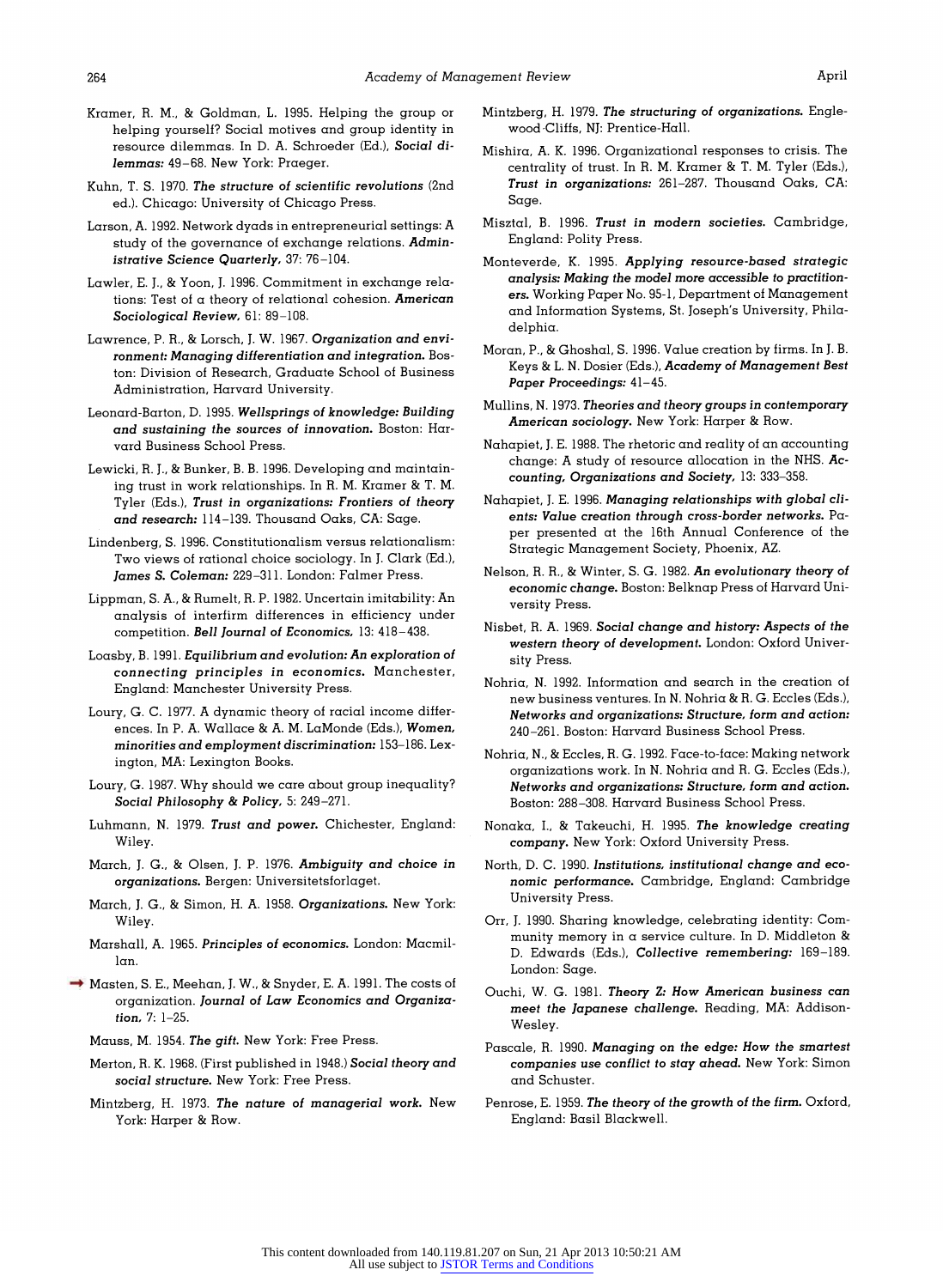Kramer, R. M., & Goldman, L. 1995. Helping the group or helping yourself? Social motives and group identity in resource dilemmas. In D. A. Schroeder (Ed.), ***Social dilemmas:*** 49–68. New York: Praeger.

Kuhn, T. S. 1970. ***The structure of scientific revolutions*** (2nd ed.). Chicago: University of Chicago Press.

Larson, A. 1992. Network dyads in entrepreneurial settings: A study of the governance of exchange relations. ***Administrative Science Quarterly,*** 37: 76–104.

Lawler, E. J., & Yoon, J. 1996. Commitment in exchange relations: Test of a theory of relational cohesion. ***American Sociological Review,*** 61: 89–108.

Lawrence, P. R., & Lorsch, J. W. 1967. ***Organization and environment: Managing differentiation and integration.*** Boston: Division of Research, Graduate School of Business Administration, Harvard University.

Leonard-Barton, D. 1995. ***Wellsprings of knowledge: Building and sustaining the sources of innovation.*** Boston: Harvard Business School Press.

Lewicki, R. J., & Bunker, B. B. 1996. Developing and maintaining trust in work relationships. In R. M. Kramer & T. M. Tyler (Eds.), ***Trust in organizations: Frontiers of theory and research:*** 114–139. Thousand Oaks, CA: Sage.

Lindenberg, S. 1996. Constitutionalism versus relationalism: Two views of rational choice sociology. In J. Clark (Ed.), ***James S. Coleman:*** 229–311. London: Falmer Press.

Lippman, S. A., & Rumelt, R. P. 1982. Uncertain imitability: An analysis of interfirm differences in efficiency under competition. ***Bell Journal of Economics,*** 13: 418–438.

Loasby, B. 1991. ***Equilibrium and evolution: An exploration of connecting principles in economics.*** Manchester, England: Manchester University Press.

Loury, G. C. 1977. A dynamic theory of racial income differences. In P. A. Wallace & A. M. LaMonde (Eds.), ***Women, minorities and employment discrimination:*** 153–186. Lexington, MA: Lexington Books.

Loury, G. 1987. Why should we care about group inequality? ***Social Philosophy & Policy,*** 5: 249–271.

Luhmann, N. 1979. ***Trust and power.*** Chichester, England: Wiley.

March, J. G., & Olsen, J. P. 1976. ***Ambiguity and choice in organizations.*** Bergen: Universitetsforlaget.

March, J. G., & Simon, H. A. 1958. ***Organizations.*** New York: Wiley.

Marshall, A. 1965. ***Principles of economics.*** London: Macmillan.

Masten, S. E., Meehan, J. W., & Snyder, E. A. 1991. The costs of organization. ***Journal of Law Economics and Organization,*** 7: 1–25.

Mauss, M. 1954. ***The gift.*** New York: Free Press.

Merton, R. K. 1968. (First published in 1948.) ***Social theory and social structure.*** New York: Free Press.

Mintzberg, H. 1973. ***The nature of managerial work.*** New York: Harper & Row.

Mintzberg, H. 1979. ***The structuring of organizations.*** Englewood Cliffs, NJ: Prentice-Hall.

Mishira, A. K. 1996. Organizational responses to crisis. The centrality of trust. In R. M. Kramer & T. M. Tyler (Eds.), ***Trust in organizations:*** 261–287. Thousand Oaks, CA: Sage.

Misztal, B. 1996. ***Trust in modern societies.*** Cambridge, England: Polity Press.

Monteverde, K. 1995. ***Applying resource-based strategic analysis: Making the model more accessible to practitioners.*** Working Paper No. 95-1, Department of Management and Information Systems, St. Joseph's University, Philadelphia.

Moran, P., & Ghoshal, S. 1996. Value creation by firms. In J. B. Keys & L. N. Dosier (Eds.), ***Academy of Management Best Paper Proceedings:*** 41–45.

Mullins, N. 1973. ***Theories and theory groups in contemporary American sociology.*** New York: Harper & Row.

Nahapiet, J. E. 1988. The rhetoric and reality of an accounting change: A study of resource allocation in the NHS. ***Accounting, Organizations and Society,*** 13: 333–358.

Nahapiet, J. E. 1996. ***Managing relationships with global clients: Value creation through cross-border networks.*** Paper presented at the 16th Annual Conference of the Strategic Management Society, Phoenix, AZ.

Nelson, R. R., & Winter, S. G. 1982. ***An evolutionary theory of economic change.*** Boston: Belknap Press of Harvard University Press.

Nisbet, R. A. 1969. ***Social change and history: Aspects of the western theory of development.*** London: Oxford University Press.

Nohria, N. 1992. Information and search in the creation of new business ventures. In N. Nohria & R. G. Eccles (Eds.), ***Networks and organizations: Structure, form and action:*** 240–261. Boston: Harvard Business School Press.

Nohria, N., & Eccles, R. G. 1992. Face-to-face: Making network organizations work. In N. Nohria and R. G. Eccles (Eds.), ***Networks and organizations: Structure, form and action.*** Boston: 288–308. Harvard Business School Press.

Nonaka, I., & Takeuchi, H. 1995. ***The knowledge creating company.*** New York: Oxford University Press.

North, D. C. 1990. ***Institutions, institutional change and economic performance.*** Cambridge, England: Cambridge University Press.

Orr, J. 1990. Sharing knowledge, celebrating identity: Community memory in a service culture. In D. Middleton & D. Edwards (Eds.), ***Collective remembering:*** 169–189. London: Sage.

Ouchi, W. G. 1981. ***Theory Z: How American business can meet the Japanese challenge.*** Reading, MA: Addison-Wesley.

Pascale, R. 1990. ***Managing on the edge: How the smartest companies use conflict to stay ahead.*** New York: Simon and Schuster.

Penrose, E. 1959. ***The theory of the growth of the firm.*** Oxford, England: Basil Blackwell.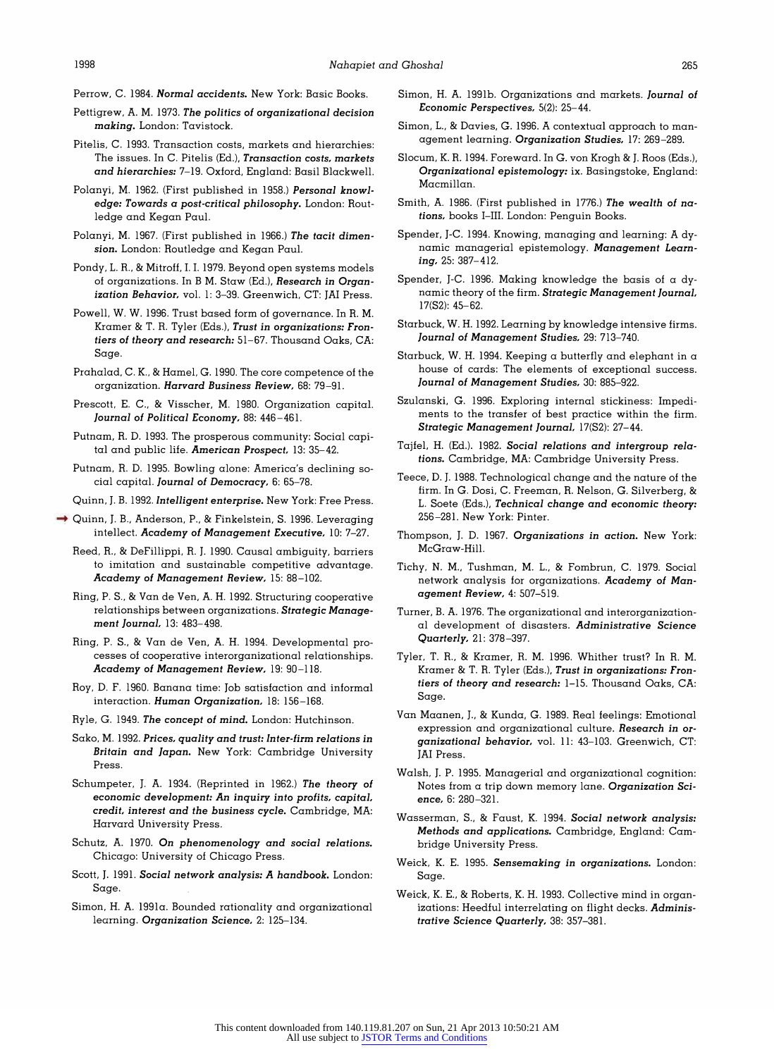Perrow, C. 1984. ***Normal accidents.*** New York: Basic Books.

Pettigrew, A. M. 1973. ***The politics of organizational decision making.*** London: Tavistock.

Pitelis, C. 1993. Transaction costs, markets and hierarchies: The issues. In C. Pitelis (Ed.), ***Transaction costs, markets and hierarchies:*** 7–19. Oxford, England: Basil Blackwell.

Polanyi, M. 1962. (First published in 1958.) ***Personal knowledge: Towards a post-critical philosophy.*** London: Routledge and Kegan Paul.

Polanyi, M. 1967. (First published in 1966.) ***The tacit dimension.*** London: Routledge and Kegan Paul.

Pondy, L. R., & Mitroff, I. I. 1979. Beyond open systems models of organizations. In B M. Staw (Ed.), ***Research in Organization Behavior,*** vol. 1: 3–39. Greenwich, CT: JAI Press.

Powell, W. W. 1996. Trust based form of governance. In R. M. Kramer & T. R. Tyler (Eds.), ***Trust in organizations: Frontiers of theory and research:*** 51–67. Thousand Oaks, CA: Sage.

Prahalad, C. K., & Hamel, G. 1990. The core competence of the organization. ***Harvard Business Review,*** 68: 79–91.

Prescott, E. C., & Visscher, M. 1980. Organization capital. ***Journal of Political Economy,*** 88: 446–461.

Putnam, R. D. 1993. The prosperous community: Social capital and public life. ***American Prospect,*** 13: 35–42.

Putnam, R. D. 1995. Bowling alone: America's declining social capital. ***Journal of Democracy,*** 6: 65–78.

Quinn, J. B. 1992. ***Intelligent enterprise.*** New York: Free Press.

Quinn, J. B., Anderson, P., & Finkelstein, S. 1996. Leveraging intellect. ***Academy of Management Executive,*** 10: 7–27.

Reed, R., & DeFillippi, R. J. 1990. Causal ambiguity, barriers to imitation and sustainable competitive advantage. ***Academy of Management Review,*** 15: 88–102.

Ring, P. S., & Van de Ven, A. H. 1992. Structuring cooperative relationships between organizations. ***Strategic Management Journal,*** 13: 483–498.

Ring, P. S., & Van de Ven, A. H. 1994. Developmental processes of cooperative interorganizational relationships. ***Academy of Management Review,*** 19: 90–118.

Roy, D. F. 1960. Banana time: Job satisfaction and informal interaction. ***Human Organization,*** 18: 156–168.

Ryle, G. 1949. ***The concept of mind.*** London: Hutchinson.

Sako, M. 1992. ***Prices, quality and trust: Inter-firm relations in Britain and Japan.*** New York: Cambridge University Press.

Schumpeter, J. A. 1934. (Reprinted in 1962.) ***The theory of economic development: An inquiry into profits, capital, credit, interest and the business cycle.*** Cambridge, MA: Harvard University Press.

Schutz, A. 1970. ***On phenomenology and social relations.*** Chicago: University of Chicago Press.

Scott, J. 1991. ***Social network analysis: A handbook.*** London: Sage.

Simon, H. A. 1991a. Bounded rationality and organizational learning. ***Organization Science,*** 2: 125–134.

Simon, H. A. 1991b. Organizations and markets. ***Journal of Economic Perspectives,*** 5(2): 25–44.

Simon, L., & Davies, G. 1996. A contextual approach to management learning. ***Organization Studies,*** 17: 269–289.

Slocum, K. R. 1994. Foreward. In G. von Krogh & J. Roos (Eds.), ***Organizational epistemology:*** ix. Basingstoke, England: Macmillan.

Smith, A. 1986. (First published in 1776.) ***The wealth of nations,*** books I–III. London: Penguin Books.

Spender, J-C. 1994. Knowing, managing and learning: A dynamic managerial epistemology. ***Management Learning,*** 25: 387–412.

Spender, J-C. 1996. Making knowledge the basis of a dynamic theory of the firm. ***Strategic Management Journal,*** 17(S2): 45–62.

Starbuck, W. H. 1992. Learning by knowledge intensive firms. ***Journal of Management Studies,*** 29: 713–740.

Starbuck, W. H. 1994. Keeping a butterfly and elephant in a house of cards: The elements of exceptional success. ***Journal of Management Studies,*** 30: 885–922.

Szulanski, G. 1996. Exploring internal stickiness: Impediments to the transfer of best practice within the firm. ***Strategic Management Journal,*** 17(S2): 27–44.

Tajfel, H. (Ed.). 1982. ***Social relations and intergroup relations.*** Cambridge, MA: Cambridge University Press.

Teece, D. J. 1988. Technological change and the nature of the firm. In G. Dosi, C. Freeman, R. Nelson, G. Silverberg, & L. Soete (Eds.), ***Technical change and economic theory:*** 256–281. New York: Pinter.

Thompson, J. D. 1967. ***Organizations in action.*** New York: McGraw-Hill.

Tichy, N. M., Tushman, M. L., & Fombrun, C. 1979. Social network analysis for organizations. ***Academy of Management Review,*** 4: 507–519.

Turner, B. A. 1976. The organizational and interorganizational development of disasters. ***Administrative Science Quarterly,*** 21: 378–397.

Tyler, T. R., & Kramer, R. M. 1996. Whither trust? In R. M. Kramer & T. R. Tyler (Eds.), ***Trust in organizations: Frontiers of theory and research:*** 1–15. Thousand Oaks, CA: Sage.

Van Maanen, J., & Kunda, G. 1989. Real feelings: Emotional expression and organizational culture. ***Research in organizational behavior,*** vol. 11: 43–103. Greenwich, CT: JAI Press.

Walsh, J. P. 1995. Managerial and organizational cognition: Notes from a trip down memory lane. ***Organization Science,*** 6: 280–321.

Wasserman, S., & Faust, K. 1994. ***Social network analysis: Methods and applications.*** Cambridge, England: Cambridge University Press.

Weick, K. E. 1995. ***Sensemaking in organizations.*** London: Sage.

Weick, K. E., & Roberts, K. H. 1993. Collective mind in organizations: Heedful interrelating on flight decks. ***Administrative Science Quarterly,*** 38: 357–381.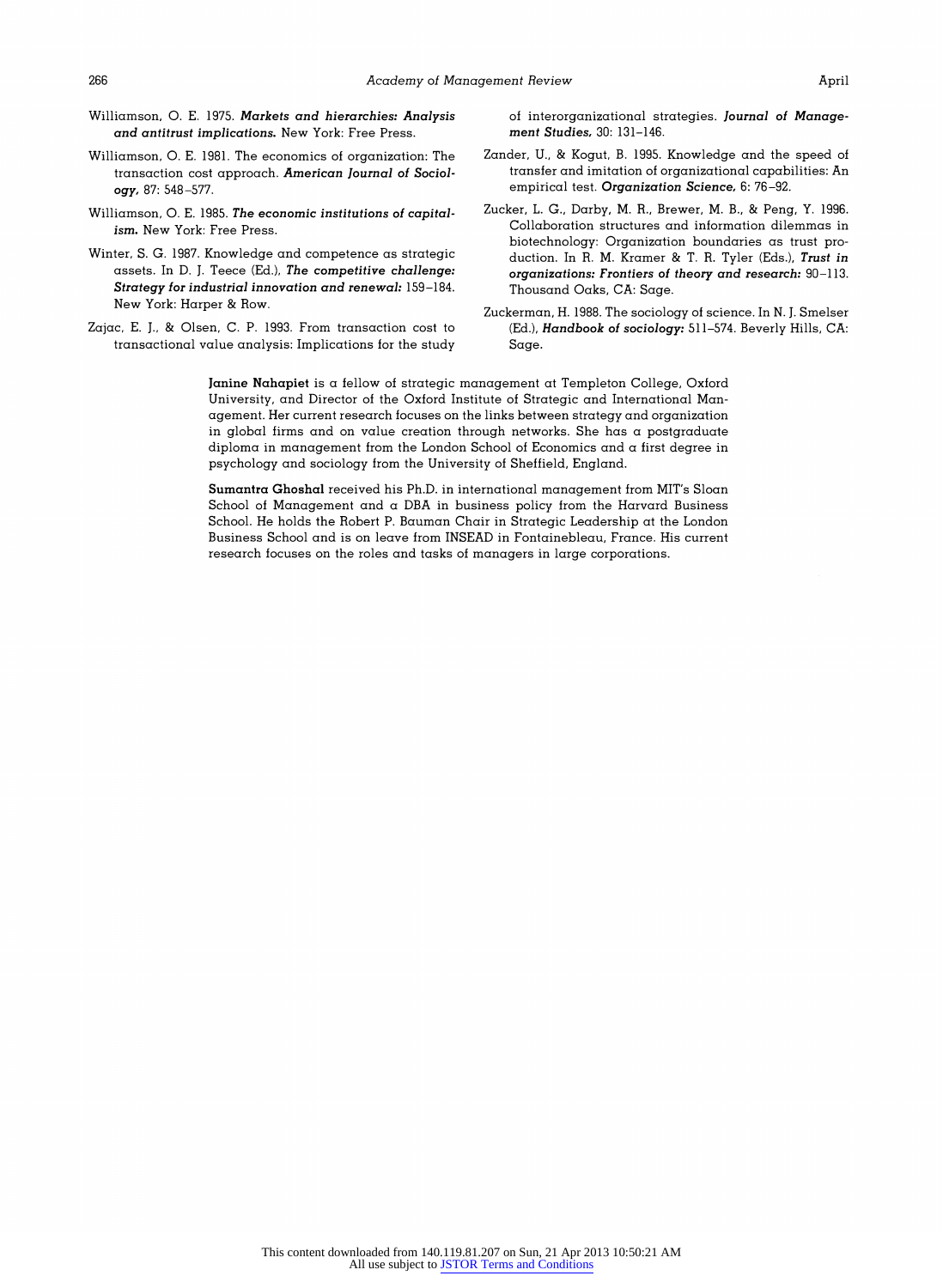Williamson, O. E. 1975. ***Markets and hierarchies: Analysis and antitrust implications.*** New York: Free Press.

Williamson, O. E. 1981. The economics of organization: The transaction cost approach. ***American Journal of Sociology,*** 87: 548–577.

Williamson, O. E. 1985. ***The economic institutions of capitalism.*** New York: Free Press.

Winter, S. G. 1987. Knowledge and competence as strategic assets. In D. J. Teece (Ed.), ***The competitive challenge: Strategy for industrial innovation and renewal:*** 159–184. New York: Harper & Row.

Zajac, E. J., & Olsen, C. P. 1993. From transaction cost to transactional value analysis: Implications for the study of interorganizational strategies. ***Journal of Management Studies,*** 30: 131–146.

Zander, U., & Kogut, B. 1995. Knowledge and the speed of transfer and imitation of organizational capabilities: An empirical test. ***Organization Science,*** 6: 76–92.

Zucker, L. G., Darby, M. R., Brewer, M. B., & Peng, Y. 1996. Collaboration structures and information dilemmas in biotechnology: Organization boundaries as trust production. In R. M. Kramer & T. R. Tyler (Eds.), ***Trust in organizations: Frontiers of theory and research:*** 90–113. Thousand Oaks, CA: Sage.

Zuckerman, H. 1988. The sociology of science. In N. J. Smelser (Ed.), ***Handbook of sociology:*** 511–574. Beverly Hills, CA: Sage.

**Janine Nahapiet** is a fellow of strategic management at Templeton College, Oxford University, and Director of the Oxford Institute of Strategic and International Management. Her current research focuses on the links between strategy and organization in global firms and on value creation through networks. She has a postgraduate diploma in management from the London School of Economics and a first degree in psychology and sociology from the University of Sheffield, England.

**Sumantra Ghoshal** received his Ph.D. in international management from MIT's Sloan School of Management and a DBA in business policy from the Harvard Business School. He holds the Robert P. Bauman Chair in Strategic Leadership at the London Business School and is on leave from INSEAD in Fontainebleau, France. His current research focuses on the roles and tasks of managers in large corporations.